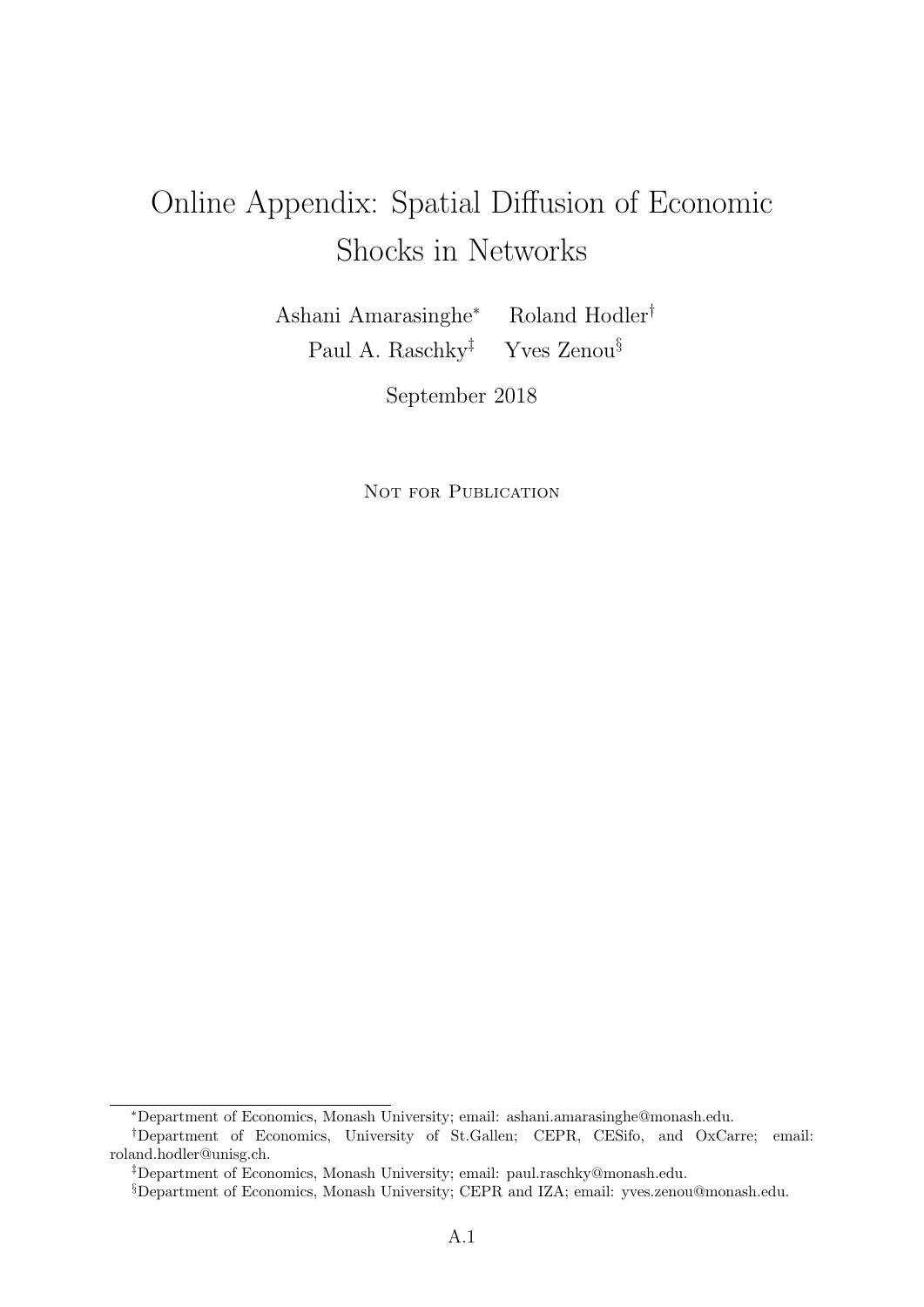# Online Appendix: Spatial Diffusion of Economic Shocks in Networks

Ashani Amarasinghe[*] Roland Hodler[†]
Paul A. Raschky[‡] Yves Zenou[§]

September 2018

Not for Publication

[*]Department of Economics, Monash University; email: ashani.amarasinghe@monash.edu.

[†]Department of Economics, University of St.Gallen; CEPR, CESifo, and OxCarre; email: roland.hodler@unisg.ch.

[‡]Department of Economics, Monash University; email: paul.raschky@monash.edu.

[§]Department of Economics, Monash University; CEPR and IZA; email: yves.zenou@monash.edu.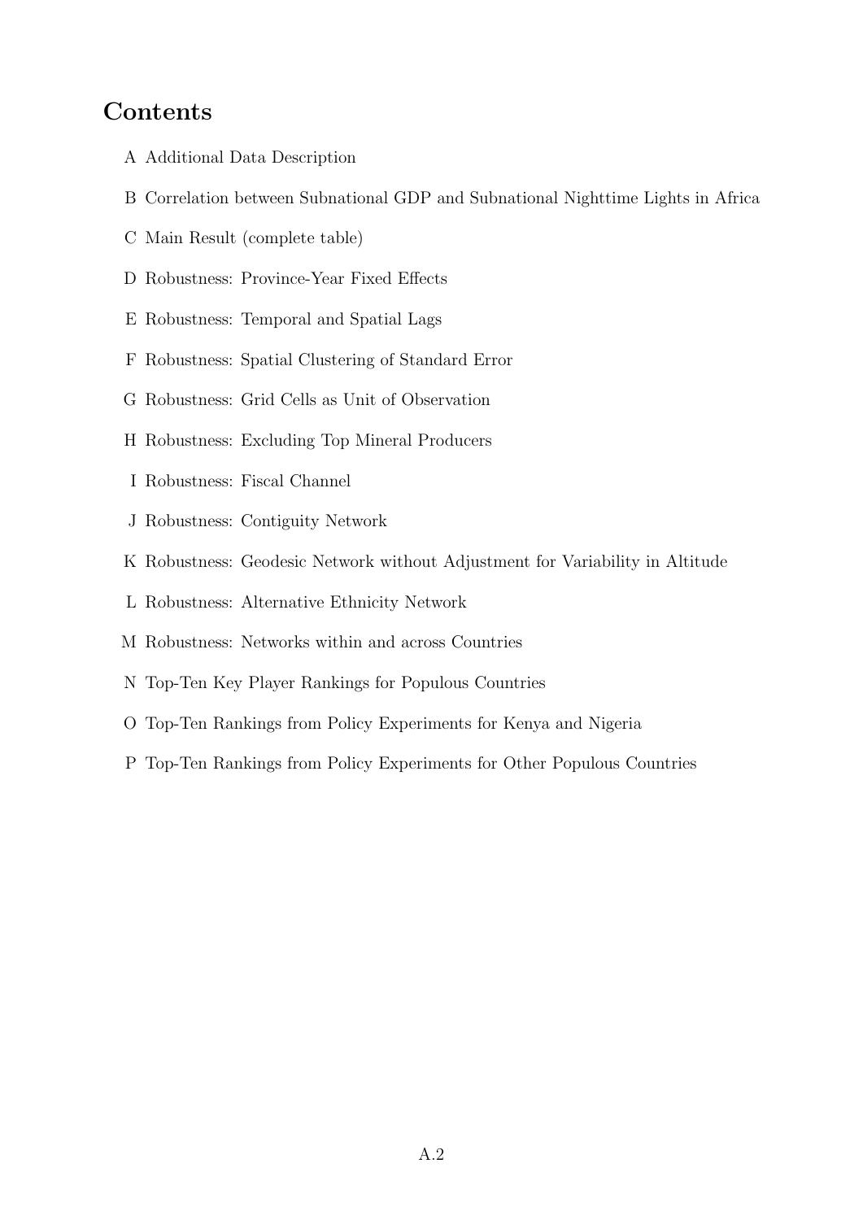# Contents

A Additional Data Description

B Correlation between Subnational GDP and Subnational Nighttime Lights in Africa

C Main Result (complete table)

D Robustness: Province-Year Fixed Effects

E Robustness: Temporal and Spatial Lags

F Robustness: Spatial Clustering of Standard Error

G Robustness: Grid Cells as Unit of Observation

H Robustness: Excluding Top Mineral Producers

I Robustness: Fiscal Channel

J Robustness: Contiguity Network

K Robustness: Geodesic Network without Adjustment for Variability in Altitude

L Robustness: Alternative Ethnicity Network

M Robustness: Networks within and across Countries

N Top-Ten Key Player Rankings for Populous Countries

O Top-Ten Rankings from Policy Experiments for Kenya and Nigeria

P Top-Ten Rankings from Policy Experiments for Other Populous Countries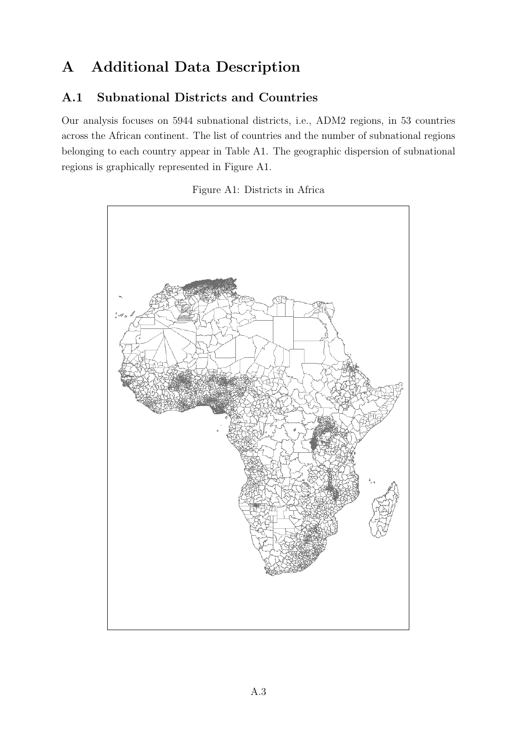# A Additional Data Description

## A.1 Subnational Districts and Countries

Our analysis focuses on 5944 subnational districts, i.e., ADM2 regions, in 53 countries across the African continent. The list of countries and the number of subnational regions belonging to each country appear in Table A1. The geographic dispersion of subnational regions is graphically represented in Figure A1.

Figure A1: Districts in Africa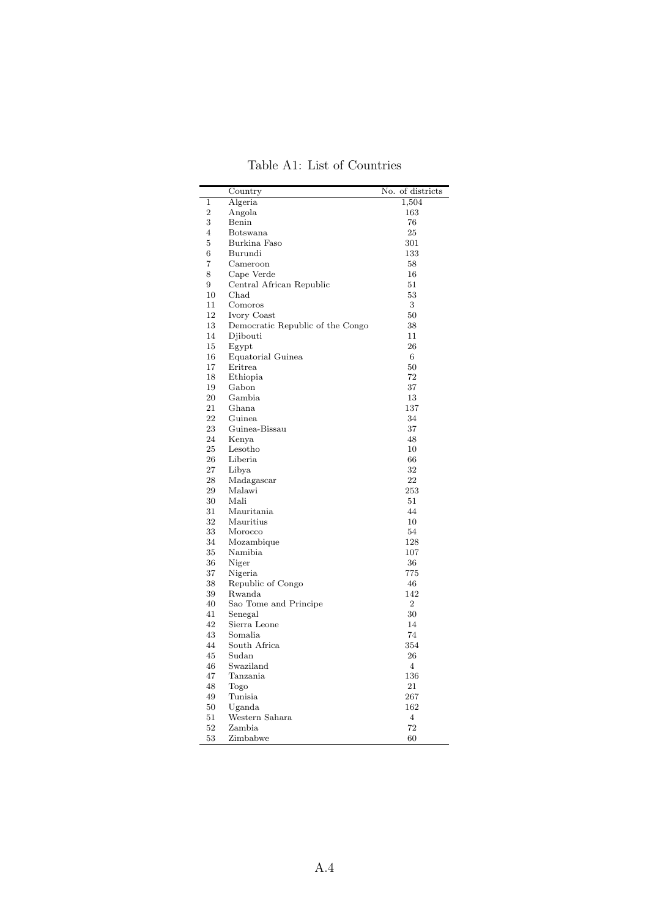Table A1: List of Countries

| | Country | No. of districts |
|---|---|---|
| 1 | Algeria | 1,504 |
| 2 | Angola | 163 |
| 3 | Benin | 76 |
| 4 | Botswana | 25 |
| 5 | Burkina Faso | 301 |
| 6 | Burundi | 133 |
| 7 | Cameroon | 58 |
| 8 | Cape Verde | 16 |
| 9 | Central African Republic | 51 |
| 10 | Chad | 53 |
| 11 | Comoros | 3 |
| 12 | Ivory Coast | 50 |
| 13 | Democratic Republic of the Congo | 38 |
| 14 | Djibouti | 11 |
| 15 | Egypt | 26 |
| 16 | Equatorial Guinea | 6 |
| 17 | Eritrea | 50 |
| 18 | Ethiopia | 72 |
| 19 | Gabon | 37 |
| 20 | Gambia | 13 |
| 21 | Ghana | 137 |
| 22 | Guinea | 34 |
| 23 | Guinea-Bissau | 37 |
| 24 | Kenya | 48 |
| 25 | Lesotho | 10 |
| 26 | Liberia | 66 |
| 27 | Libya | 32 |
| 28 | Madagascar | 22 |
| 29 | Malawi | 253 |
| 30 | Mali | 51 |
| 31 | Mauritania | 44 |
| 32 | Mauritius | 10 |
| 33 | Morocco | 54 |
| 34 | Mozambique | 128 |
| 35 | Namibia | 107 |
| 36 | Niger | 36 |
| 37 | Nigeria | 775 |
| 38 | Republic of Congo | 46 |
| 39 | Rwanda | 142 |
| 40 | Sao Tome and Principe | 2 |
| 41 | Senegal | 30 |
| 42 | Sierra Leone | 14 |
| 43 | Somalia | 74 |
| 44 | South Africa | 354 |
| 45 | Sudan | 26 |
| 46 | Swaziland | 4 |
| 47 | Tanzania | 136 |
| 48 | Togo | 21 |
| 49 | Tunisia | 267 |
| 50 | Uganda | 162 |
| 51 | Western Sahara | 4 |
| 52 | Zambia | 72 |
| 53 | Zimbabwe | 60 |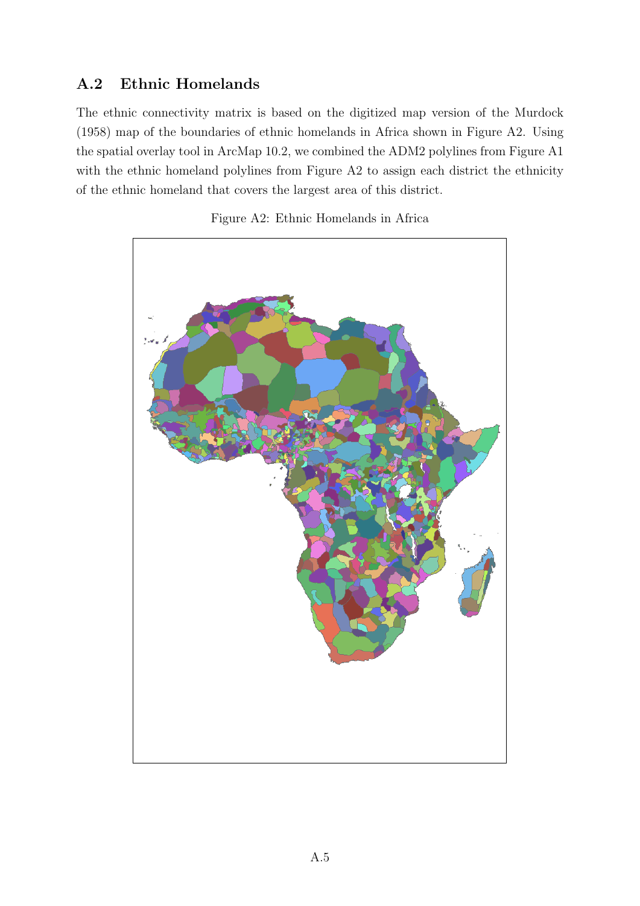## A.2 Ethnic Homelands

The ethnic connectivity matrix is based on the digitized map version of the Murdock (1958) map of the boundaries of ethnic homelands in Africa shown in Figure A2. Using the spatial overlay tool in ArcMap 10.2, we combined the ADM2 polylines from Figure A1 with the ethnic homeland polylines from Figure A2 to assign each district the ethnicity of the ethnic homeland that covers the largest area of this district.

Figure A2: Ethnic Homelands in Africa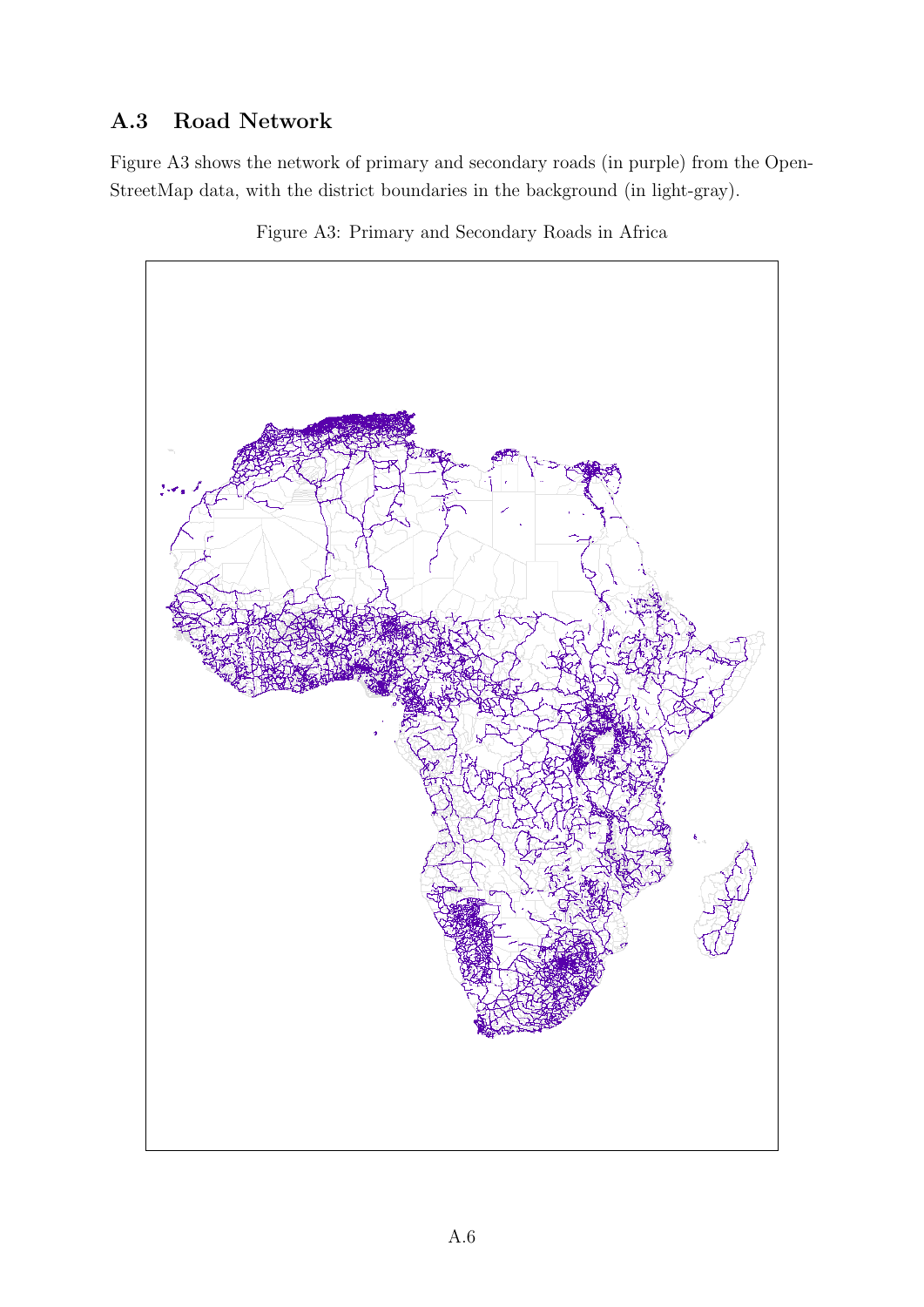## A.3 Road Network

Figure A3 shows the network of primary and secondary roads (in purple) from the OpenStreetMap data, with the district boundaries in the background (in light-gray).

Figure A3: Primary and Secondary Roads in Africa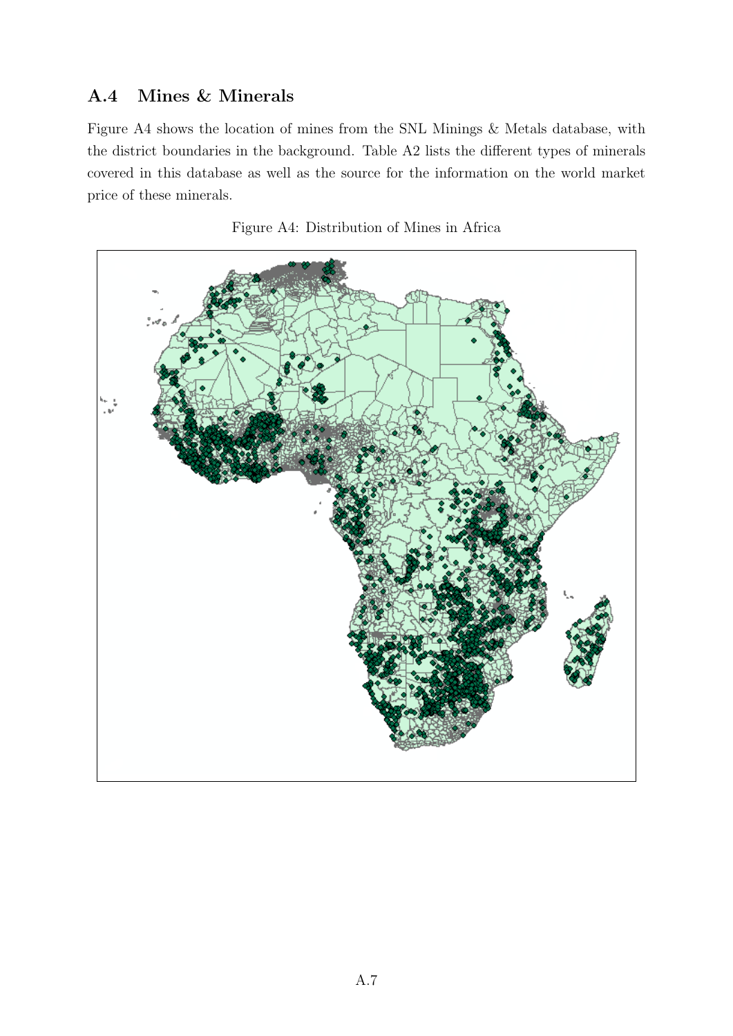## A.4 Mines & Minerals

Figure A4 shows the location of mines from the SNL Minings & Metals database, with the district boundaries in the background. Table A2 lists the different types of minerals covered in this database as well as the source for the information on the world market price of these minerals.

Figure A4: Distribution of Mines in Africa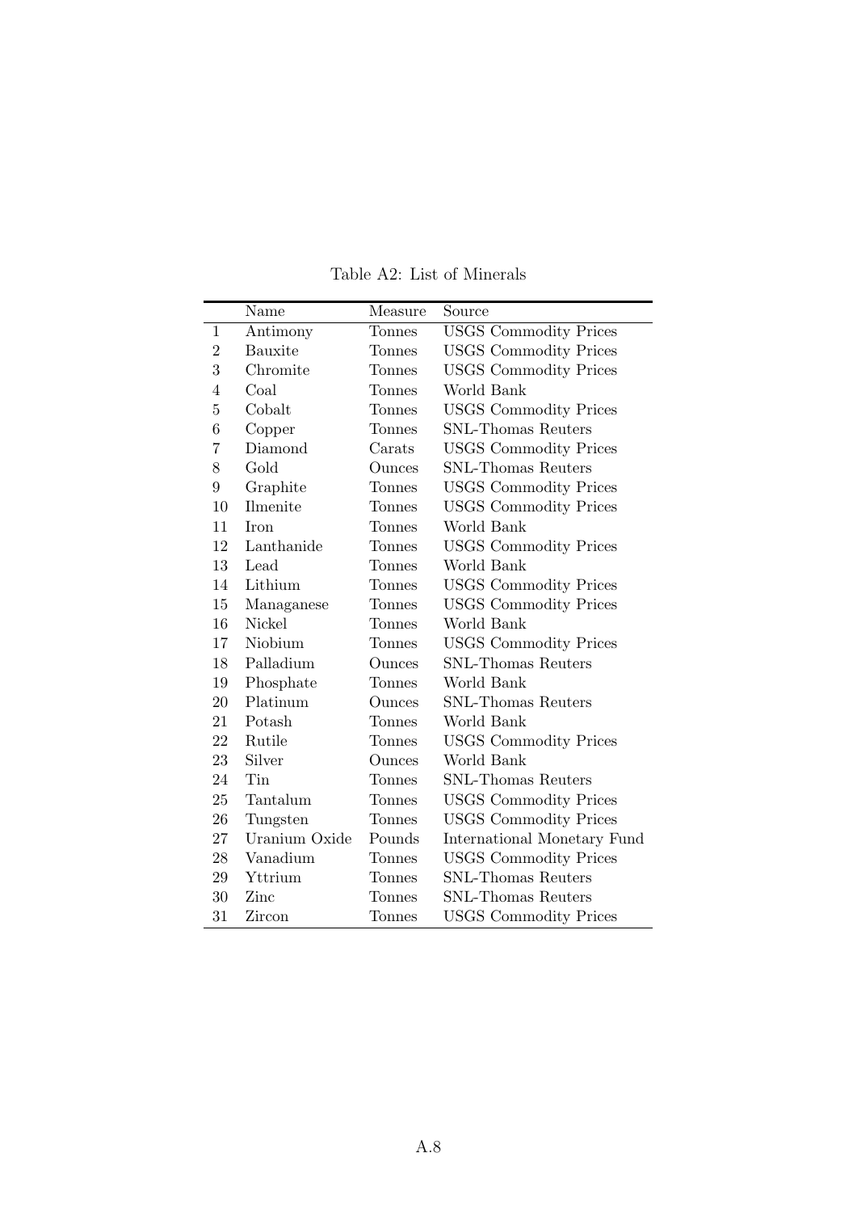Table A2: List of Minerals

| | Name | Measure | Source |
|---|---|---|---|
| 1 | Antimony | Tonnes | USGS Commodity Prices |
| 2 | Bauxite | Tonnes | USGS Commodity Prices |
| 3 | Chromite | Tonnes | USGS Commodity Prices |
| 4 | Coal | Tonnes | World Bank |
| 5 | Cobalt | Tonnes | USGS Commodity Prices |
| 6 | Copper | Tonnes | SNL-Thomas Reuters |
| 7 | Diamond | Carats | USGS Commodity Prices |
| 8 | Gold | Ounces | SNL-Thomas Reuters |
| 9 | Graphite | Tonnes | USGS Commodity Prices |
| 10 | Ilmenite | Tonnes | USGS Commodity Prices |
| 11 | Iron | Tonnes | World Bank |
| 12 | Lanthanide | Tonnes | USGS Commodity Prices |
| 13 | Lead | Tonnes | World Bank |
| 14 | Lithium | Tonnes | USGS Commodity Prices |
| 15 | Managanese | Tonnes | USGS Commodity Prices |
| 16 | Nickel | Tonnes | World Bank |
| 17 | Niobium | Tonnes | USGS Commodity Prices |
| 18 | Palladium | Ounces | SNL-Thomas Reuters |
| 19 | Phosphate | Tonnes | World Bank |
| 20 | Platinum | Ounces | SNL-Thomas Reuters |
| 21 | Potash | Tonnes | World Bank |
| 22 | Rutile | Tonnes | USGS Commodity Prices |
| 23 | Silver | Ounces | World Bank |
| 24 | Tin | Tonnes | SNL-Thomas Reuters |
| 25 | Tantalum | Tonnes | USGS Commodity Prices |
| 26 | Tungsten | Tonnes | USGS Commodity Prices |
| 27 | Uranium Oxide | Pounds | International Monetary Fund |
| 28 | Vanadium | Tonnes | USGS Commodity Prices |
| 29 | Yttrium | Tonnes | SNL-Thomas Reuters |
| 30 | Zinc | Tonnes | SNL-Thomas Reuters |
| 31 | Zircon | Tonnes | USGS Commodity Prices |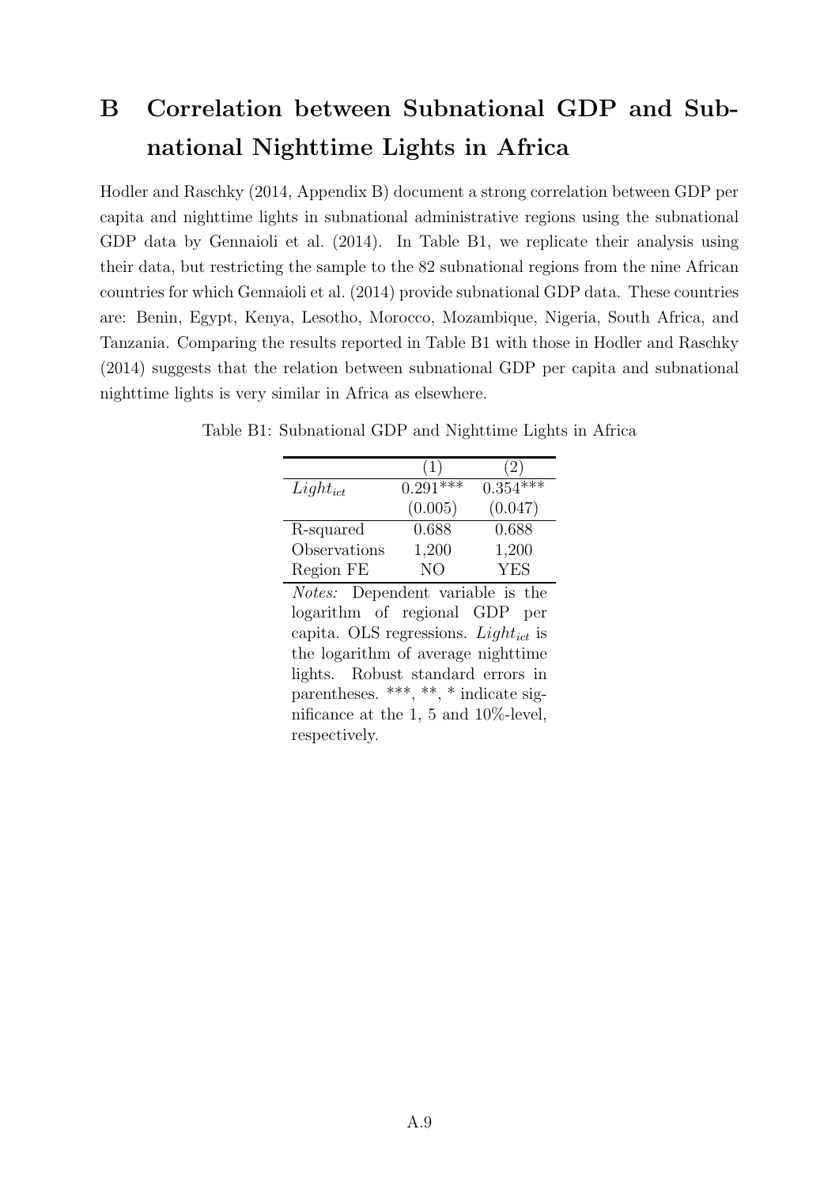# B Correlation between Subnational GDP and Subnational Nighttime Lights in Africa

Hodler and Raschky (2014, Appendix B) document a strong correlation between GDP per capita and nighttime lights in subnational administrative regions using the subnational GDP data by Gennaioli et al. (2014). In Table B1, we replicate their analysis using their data, but restricting the sample to the 82 subnational regions from the nine African countries for which Gennaioli et al. (2014) provide subnational GDP data. These countries are: Benin, Egypt, Kenya, Lesotho, Morocco, Mozambique, Nigeria, South Africa, and Tanzania. Comparing the results reported in Table B1 with those in Hodler and Raschky (2014) suggests that the relation between subnational GDP per capita and subnational nighttime lights is very similar in Africa as elsewhere.

Table B1: Subnational GDP and Nighttime Lights in Africa

| | (1) | (2) |
|---|---|---|
| $Light_{ict}$ | 0.291*** | 0.354*** |
| | (0.005) | (0.047) |
| R-squared | 0.688 | 0.688 |
| Observations | 1,200 | 1,200 |
| Region FE | NO | YES |

*Notes:* Dependent variable is the logarithm of regional GDP per capita. OLS regressions. $Light_{ict}$ is the logarithm of average nighttime lights. Robust standard errors in parentheses. ***, **, * indicate significance at the 1, 5 and 10%-level, respectively.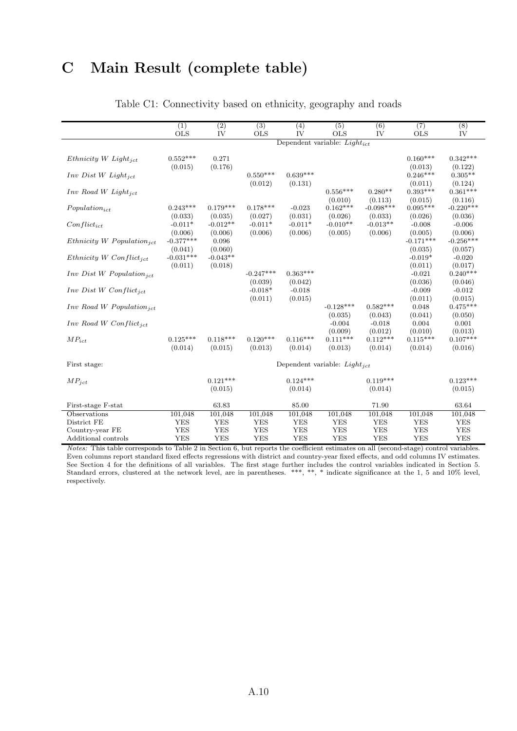# C Main Result (complete table)

Table C1: Connectivity based on ethnicity, geography and roads

| | (1) OLS | (2) IV | (3) OLS | (4) IV | (5) OLS | (6) IV | (7) OLS | (8) IV |
|---|---|---|---|---|---|---|---|---|
| | Dependent variable: $Light_{ict}$ | | | | | | | |
| $Ethnicity\ W\ Light_{jct}$ | 0.552*** | 0.271 | | | | | 0.160*** | 0.342*** |
| | (0.015) | (0.176) | | | | | (0.013) | (0.122) |
| $Inv\ Dist\ W\ Light_{jct}$ | | | 0.550*** | 0.639*** | | | 0.246*** | 0.305** |
| | | | (0.012) | (0.131) | | | (0.011) | (0.124) |
| $Inv\ Road\ W\ Light_{jct}$ | | | | | 0.556*** | 0.280** | 0.393*** | 0.361*** |
| | | | | | (0.010) | (0.113) | (0.015) | (0.116) |
| $Population_{ict}$ | 0.243*** | 0.179*** | 0.178*** | -0.023 | 0.162*** | -0.098*** | 0.095*** | -0.220*** |
| | (0.033) | (0.035) | (0.027) | (0.031) | (0.026) | (0.033) | (0.026) | (0.036) |
| $Conflict_{ict}$ | -0.011* | -0.012** | -0.011* | -0.011* | -0.010** | -0.013** | -0.008 | -0.006 |
| | (0.006) | (0.006) | (0.006) | (0.006) | (0.005) | (0.006) | (0.005) | (0.006) |
| $Ethnicity\ W\ Population_{jct}$ | -0.377*** | 0.096 | | | | | -0.171*** | -0.256*** |
| | (0.041) | (0.060) | | | | | (0.035) | (0.057) |
| $Ethnicity\ W\ Conflict_{jct}$ | -0.031*** | -0.043** | | | | | -0.019* | -0.020 |
| | (0.011) | (0.018) | | | | | (0.011) | (0.017) |
| $Inv\ Dist\ W\ Population_{jct}$ | | | -0.247*** | 0.363*** | | | -0.021 | 0.240*** |
| | | | (0.039) | (0.042) | | | (0.036) | (0.046) |
| $Inv\ Dist\ W\ Conflict_{jct}$ | | | -0.018* | -0.018 | | | -0.009 | -0.012 |
| | | | (0.011) | (0.015) | | | (0.011) | (0.015) |
| $Inv\ Road\ W\ Population_{jct}$ | | | | | -0.128*** | 0.582*** | 0.048 | 0.475*** |
| | | | | | (0.035) | (0.043) | (0.041) | (0.050) |
| $Inv\ Road\ W\ Conflict_{jct}$ | | | | | -0.004 | -0.018 | 0.004 | 0.001 |
| | | | | | (0.009) | (0.012) | (0.010) | (0.013) |
| $MP_{ict}$ | 0.125*** | 0.118*** | 0.120*** | 0.116*** | 0.111*** | 0.112*** | 0.115*** | 0.107*** |
| | (0.014) | (0.015) | (0.013) | (0.014) | (0.013) | (0.014) | (0.014) | (0.016) |
| First stage: | Dependent variable: $Light_{jct}$ | | | | | | | |
| $MP_{jct}$ | | 0.121*** | | 0.124*** | | 0.119*** | | 0.123*** |
| | | (0.015) | | (0.014) | | (0.014) | | (0.015) |
| First-stage F-stat | | 63.83 | | 85.00 | | 71.90 | | 63.64 |
| Observations | 101,048 | 101,048 | 101,048 | 101,048 | 101,048 | 101,048 | 101,048 | 101,048 |
| District FE | YES | YES | YES | YES | YES | YES | YES | YES |
| Country-year FE | YES | YES | YES | YES | YES | YES | YES | YES |
| Additional controls | YES | YES | YES | YES | YES | YES | YES | YES |

*Notes:* This table corresponds to Table 2 in Section 6, but reports the coefficient estimates on all (second-stage) control variables. Even columns report standard fixed effects regressions with district and country-year fixed effects, and odd columns IV estimates. See Section 4 for the definitions of all variables. The first stage further includes the control variables indicated in Section 5. Standard errors, clustered at the network level, are in parentheses. ***, **, * indicate significance at the 1, 5 and 10% level, respectively.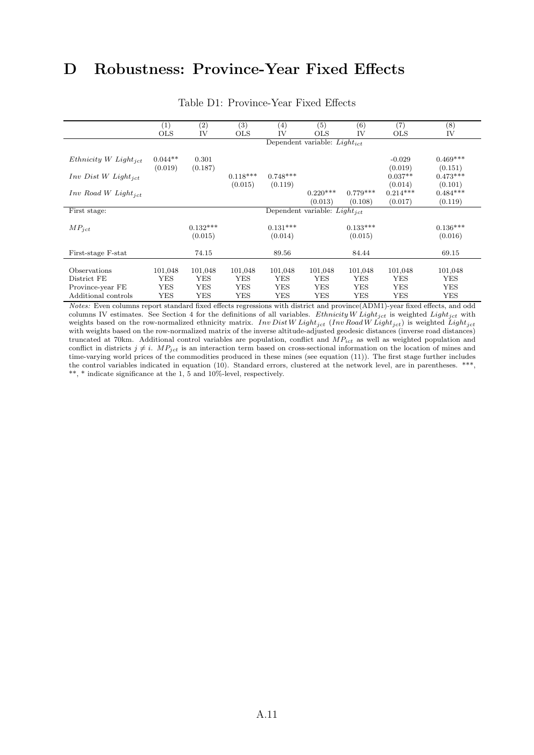# D Robustness: Province-Year Fixed Effects

Table D1: Province-Year Fixed Effects

| | (1) | (2) | (3) | (4) | (5) | (6) | (7) | (8) |
|---|---|---|---|---|---|---|---|---|
| | OLS | IV | OLS | IV | OLS | IV | OLS | IV |
| | Dependent variable: $Light_{ict}$ | | | | | | | |
| $Ethnicity\ W\ Light_{jct}$ | 0.044** | 0.301 | | | | | -0.029 | 0.469*** |
| | (0.019) | (0.187) | | | | | (0.019) | (0.151) |
| $Inv\ Dist\ W\ Light_{jct}$ | | | 0.118*** | 0.748*** | | | 0.037** | 0.473*** |
| | | | (0.015) | (0.119) | | | (0.014) | (0.101) |
| $Inv\ Road\ W\ Light_{jct}$ | | | | | 0.220*** | 0.779*** | 0.214*** | 0.484*** |
| | | | | | (0.013) | (0.108) | (0.017) | (0.119) |
| First stage: | Dependent variable: $Light_{jct}$ | | | | | | | |
| $MP_{jct}$ | | 0.132*** | | 0.131*** | | 0.133*** | | 0.136*** |
| | | (0.015) | | (0.014) | | (0.015) | | (0.016) |
| First-stage F-stat | | 74.15 | | 89.56 | | 84.44 | | 69.15 |
| Observations | 101,048 | 101,048 | 101,048 | 101,048 | 101,048 | 101,048 | 101,048 | 101,048 |
| District FE | YES | YES | YES | YES | YES | YES | YES | YES |
| Province-year FE | YES | YES | YES | YES | YES | YES | YES | YES |
| Additional controls | YES | YES | YES | YES | YES | YES | YES | YES |

*Notes:* Even columns report standard fixed effects regressions with district and province(ADM1)-year fixed effects, and odd columns IV estimates. See Section 4 for the definitions of all variables. $Ethnicity\,W\,Light_{jct}$ is weighted $Light_{jct}$ with weights based on the row-normalized ethnicity matrix. $Inv\,Dist\,W\,Light_{jct}$ ($Inv\,Road\,W\,Light_{jct}$) is weighted $Light_{jct}$ with weights based on the row-normalized matrix of the inverse altitude-adjusted geodesic distances (inverse road distances) truncated at 70km. Additional control variables are population, conflict and $MP_{ict}$ as well as weighted population and conflict in districts $j \neq i$. $MP_{jct}$ is an interaction term based on cross-sectional information on the location of mines and time-varying world prices of the commodities produced in these mines (see equation (11)). The first stage further includes the control variables indicated in equation (10). Standard errors, clustered at the network level, are in parentheses. ***, **, * indicate significance at the 1, 5 and 10%-level, respectively.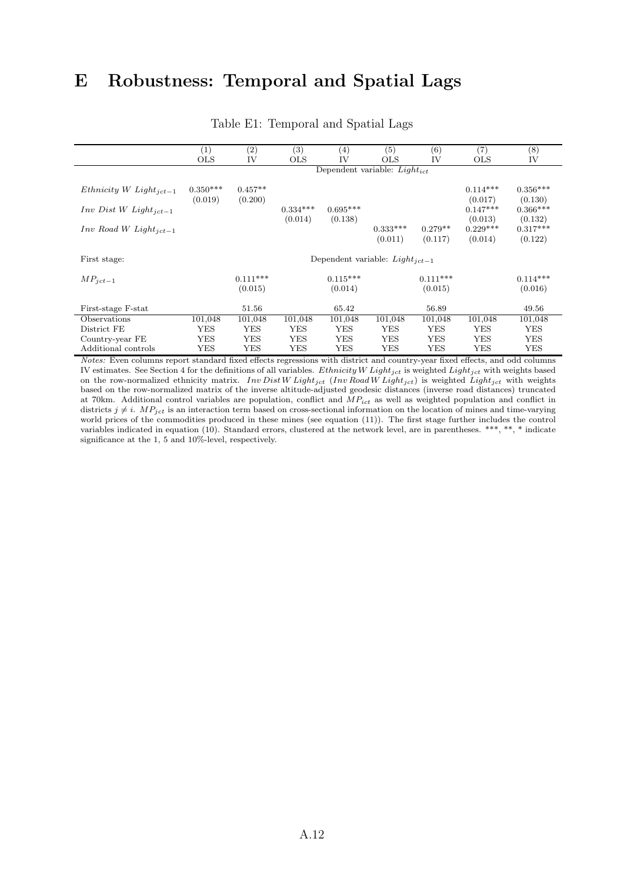# E Robustness: Temporal and Spatial Lags

Table E1: Temporal and Spatial Lags

| | (1) | (2) | (3) | (4) | (5) | (6) | (7) | (8) |
|---|---|---|---|---|---|---|---|---|
| | OLS | IV | OLS | IV | OLS | IV | OLS | IV |
| | Dependent variable: $Light_{ict}$ | | | | | | | |
| $Ethnicity\ W\ Light_{jct-1}$ | 0.350*** | 0.457** | | | | | 0.114*** | 0.356*** |
| | (0.019) | (0.200) | | | | | (0.017) | (0.130) |
| $Inv\ Dist\ W\ Light_{jct-1}$ | | | 0.334*** | 0.695*** | | | 0.147*** | 0.366*** |
| | | | (0.014) | (0.138) | | | (0.013) | (0.132) |
| $Inv\ Road\ W\ Light_{jct-1}$ | | | | | 0.333*** | 0.279** | 0.229*** | 0.317*** |
| | | | | | (0.011) | (0.117) | (0.014) | (0.122) |
| First stage: | Dependent variable: $Light_{jct-1}$ | | | | | | | |
| $MP_{jct-1}$ | | 0.111*** | | 0.115*** | | 0.111*** | | 0.114*** |
| | | (0.015) | | (0.014) | | (0.015) | | (0.016) |
| First-stage F-stat | | 51.56 | | 65.42 | | 56.89 | | 49.56 |
| Observations | 101,048 | 101,048 | 101,048 | 101,048 | 101,048 | 101,048 | 101,048 | 101,048 |
| District FE | YES | YES | YES | YES | YES | YES | YES | YES |
| Country-year FE | YES | YES | YES | YES | YES | YES | YES | YES |
| Additional controls | YES | YES | YES | YES | YES | YES | YES | YES |

*Notes:* Even columns report standard fixed effects regressions with district and country-year fixed effects, and odd columns IV estimates. See Section 4 for the definitions of all variables. $Ethnicity\,W\,Light_{jct}$ is weighted $Light_{jct}$ with weights based on the row-normalized ethnicity matrix. $Inv\,Dist\,W\,Light_{jct}$ ($Inv\,Road\,W\,Light_{jct}$) is weighted $Light_{jct}$ with weights based on the row-normalized matrix of the inverse altitude-adjusted geodesic distances (inverse road distances) truncated at 70km. Additional control variables are population, conflict and $MP_{ict}$ as well as weighted population and conflict in districts $j \neq i$. $MP_{jct}$ is an interaction term based on cross-sectional information on the location of mines and time-varying world prices of the commodities produced in these mines (see equation (11)). The first stage further includes the control variables indicated in equation (10). Standard errors, clustered at the network level, are in parentheses. ***, **, * indicate significance at the 1, 5 and 10%-level, respectively.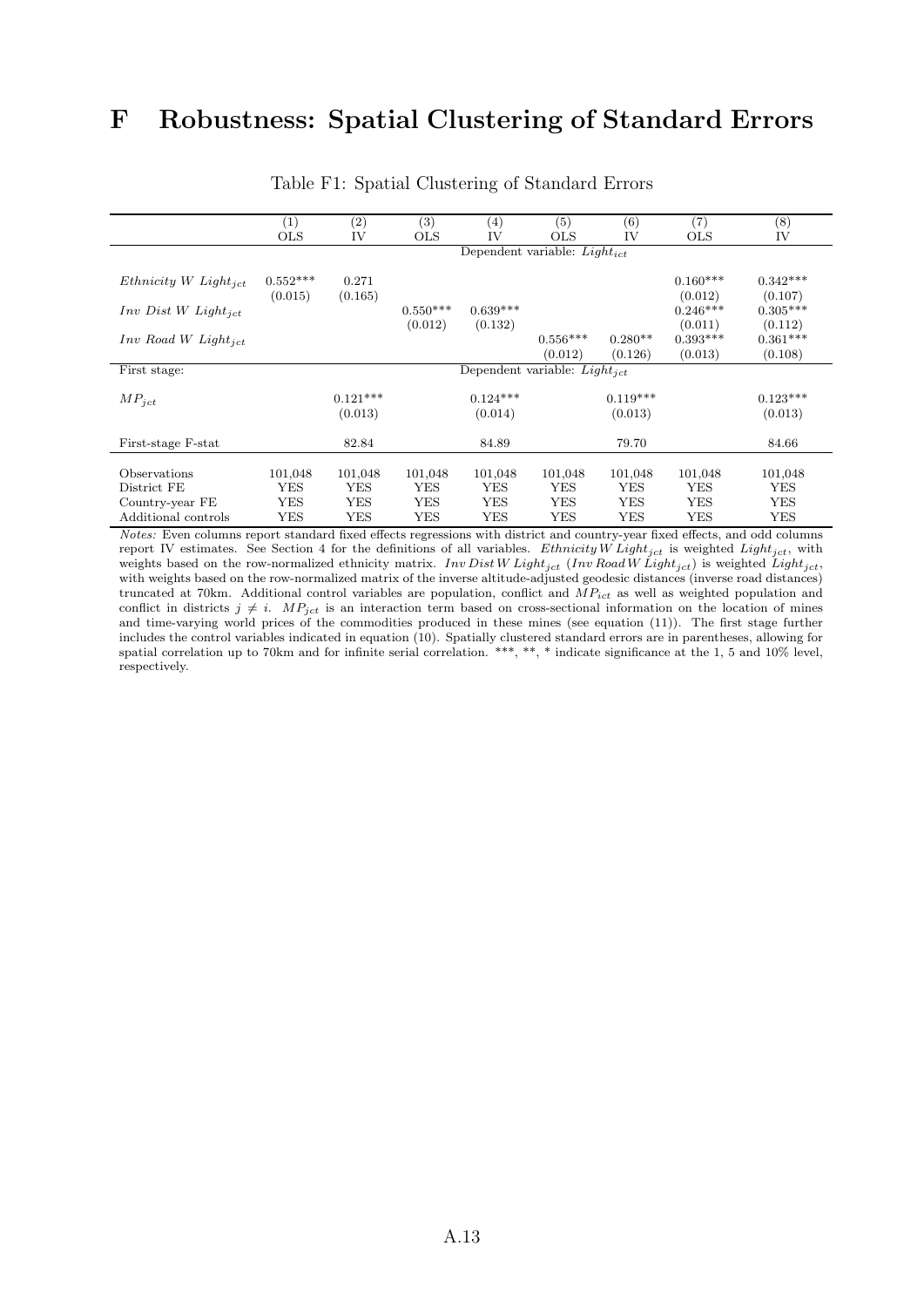# F Robustness: Spatial Clustering of Standard Errors

Table F1: Spatial Clustering of Standard Errors

| | (1) | (2) | (3) | (4) | (5) | (6) | (7) | (8) |
|---|---|---|---|---|---|---|---|---|
| | OLS | IV | OLS | IV | OLS | IV | OLS | IV |
| | Dependent variable: $Light_{ict}$ | | | | | | | |
| $Ethnicity\ W\ Light_{jct}$ | 0.552*** | 0.271 | | | | | 0.160*** | 0.342*** |
| | (0.015) | (0.165) | | | | | (0.012) | (0.107) |
| $Inv\ Dist\ W\ Light_{jct}$ | | | 0.550*** | 0.639*** | | | 0.246*** | 0.305*** |
| | | | (0.012) | (0.132) | | | (0.011) | (0.112) |
| $Inv\ Road\ W\ Light_{jct}$ | | | | | 0.556*** | 0.280** | 0.393*** | 0.361*** |
| | | | | | (0.012) | (0.126) | (0.013) | (0.108) |
| First stage: | Dependent variable: $Light_{jct}$ | | | | | | | |
| $MP_{jct}$ | | 0.121*** | | 0.124*** | | 0.119*** | | 0.123*** |
| | | (0.013) | | (0.014) | | (0.013) | | (0.013) |
| First-stage F-stat | | 82.84 | | 84.89 | | 79.70 | | 84.66 |
| Observations | 101,048 | 101,048 | 101,048 | 101,048 | 101,048 | 101,048 | 101,048 | 101,048 |
| District FE | YES | YES | YES | YES | YES | YES | YES | YES |
| Country-year FE | YES | YES | YES | YES | YES | YES | YES | YES |
| Additional controls | YES | YES | YES | YES | YES | YES | YES | YES |

*Notes:* Even columns report standard fixed effects regressions with district and country-year fixed effects, and odd columns report IV estimates. See Section 4 for the definitions of all variables. $Ethnicity\,W\,Light_{jct}$ is weighted $Light_{jct}$, with weights based on the row-normalized ethnicity matrix. $Inv\,Dist\,W\,Light_{jct}$ ($Inv\,Road\,W\,Light_{jct}$) is weighted $Light_{jct}$, with weights based on the row-normalized matrix of the inverse altitude-adjusted geodesic distances (inverse road distances) truncated at 70km. Additional control variables are population, conflict and $MP_{ict}$ as well as weighted population and conflict in districts $j \neq i$. $MP_{jct}$ is an interaction term based on cross-sectional information on the location of mines and time-varying world prices of the commodities produced in these mines (see equation (11)). The first stage further includes the control variables indicated in equation (10). Spatially clustered standard errors are in parentheses, allowing for spatial correlation up to 70km and for infinite serial correlation. ***, **, * indicate significance at the 1, 5 and 10% level, respectively.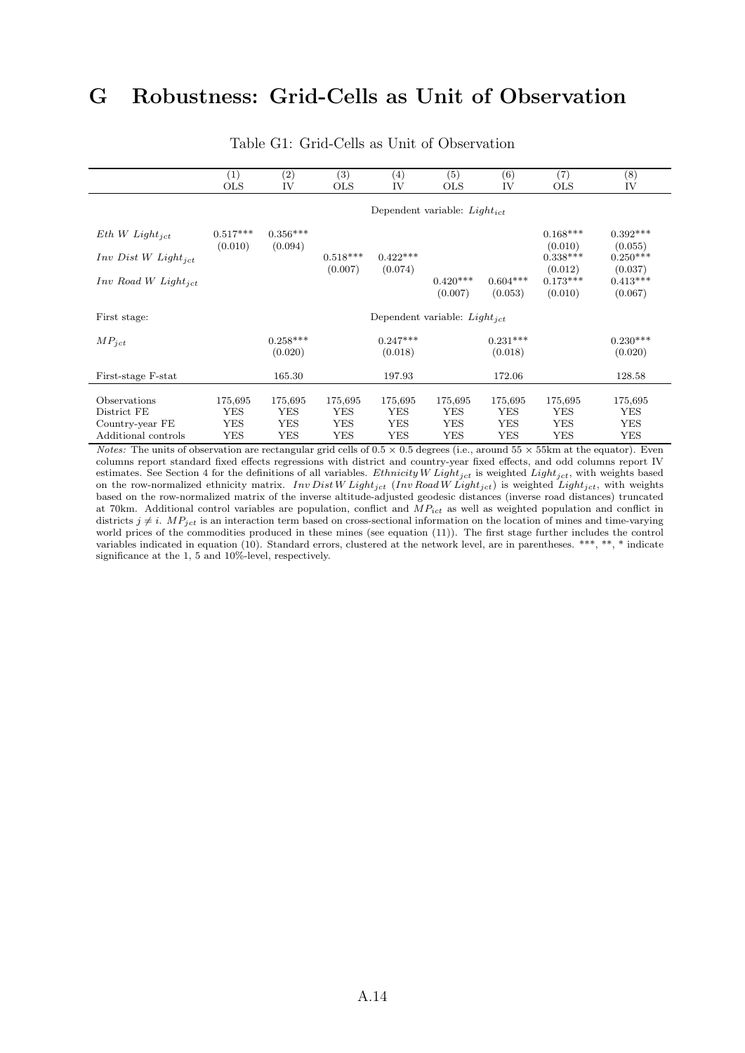# G Robustness: Grid-Cells as Unit of Observation

Table G1: Grid-Cells as Unit of Observation

| | (1) OLS | (2) IV | (3) OLS | (4) IV | (5) OLS | (6) IV | (7) OLS | (8) IV |
|---|---|---|---|---|---|---|---|---|
| | Dependent variable: $Light_{ict}$ | | | | | | | |
| $Eth\ W\ Light_{jct}$ | 0.517*** | 0.356*** | | | | | 0.168*** | 0.392*** |
| | (0.010) | (0.094) | | | | | (0.010) | (0.055) |
| $Inv\ Dist\ W\ Light_{jct}$ | | | 0.518*** | 0.422*** | | | 0.338*** | 0.250*** |
| | | | (0.007) | (0.074) | | | (0.012) | (0.037) |
| $Inv\ Road\ W\ Light_{jct}$ | | | | | 0.420*** | 0.604*** | 0.173*** | 0.413*** |
| | | | | | (0.007) | (0.053) | (0.010) | (0.067) |
| First stage: | Dependent variable: $Light_{jct}$ | | | | | | | |
| $MP_{jct}$ | | 0.258*** | | 0.247*** | | 0.231*** | | 0.230*** |
| | | (0.020) | | (0.018) | | (0.018) | | (0.020) |
| First-stage F-stat | | 165.30 | | 197.93 | | 172.06 | | 128.58 |
| Observations | 175,695 | 175,695 | 175,695 | 175,695 | 175,695 | 175,695 | 175,695 | 175,695 |
| District FE | YES | YES | YES | YES | YES | YES | YES | YES |
| Country-year FE | YES | YES | YES | YES | YES | YES | YES | YES |
| Additional controls | YES | YES | YES | YES | YES | YES | YES | YES |

*Notes:* The units of observation are rectangular grid cells of $0.5 \times 0.5$ degrees (i.e., around $55 \times 55$km at the equator). Even columns report standard fixed effects regressions with district and country-year fixed effects, and odd columns report IV estimates. See Section 4 for the definitions of all variables. $Ethnicity\,W\,Light_{jct}$ is weighted $Light_{jct}$, with weights based on the row-normalized ethnicity matrix. $Inv\,Dist\,W\,Light_{jct}$ ($Inv\,Road\,W\,Light_{jct}$) is weighted $Light_{jct}$, with weights based on the row-normalized matrix of the inverse altitude-adjusted geodesic distances (inverse road distances) truncated at 70km. Additional control variables are population, conflict and $MP_{ict}$ as well as weighted population and conflict in districts $j \neq i$. $MP_{jct}$ is an interaction term based on cross-sectional information on the location of mines and time-varying world prices of the commodities produced in these mines (see equation (11)). The first stage further includes the control variables indicated in equation (10). Standard errors, clustered at the network level, are in parentheses. ***, **, * indicate significance at the 1, 5 and 10%-level, respectively.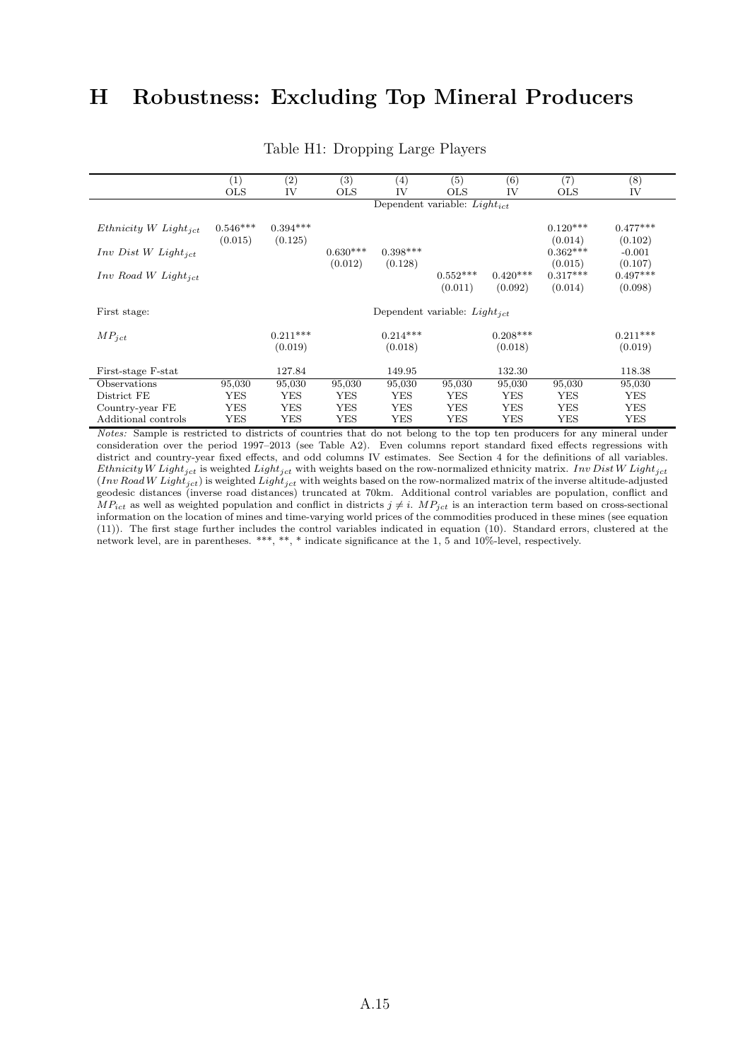# H Robustness: Excluding Top Mineral Producers

Table H1: Dropping Large Players

| | (1) | (2) | (3) | (4) | (5) | (6) | (7) | (8) |
|---|---|---|---|---|---|---|---|---|
| | OLS | IV | OLS | IV | OLS | IV | OLS | IV |
| | Dependent variable: $Light_{ict}$ | | | | | | | |
| $Ethnicity\ W\ Light_{jct}$ | 0.546*** | 0.394*** | | | | | 0.120*** | 0.477*** |
| | (0.015) | (0.125) | | | | | (0.014) | (0.102) |
| $Inv\ Dist\ W\ Light_{jct}$ | | | 0.630*** | 0.398*** | | | 0.362*** | -0.001 |
| | | | (0.012) | (0.128) | | | (0.015) | (0.107) |
| $Inv\ Road\ W\ Light_{jct}$ | | | | | 0.552*** | 0.420*** | 0.317*** | 0.497*** |
| | | | | | (0.011) | (0.092) | (0.014) | (0.098) |
| First stage: | Dependent variable: $Light_{jct}$ | | | | | | | |
| $MP_{jct}$ | | 0.211*** | | 0.214*** | | 0.208*** | | 0.211*** |
| | | (0.019) | | (0.018) | | (0.018) | | (0.019) |
| First-stage F-stat | | 127.84 | | 149.95 | | 132.30 | | 118.38 |
| Observations | 95,030 | 95,030 | 95,030 | 95,030 | 95,030 | 95,030 | 95,030 | 95,030 |
| District FE | YES | YES | YES | YES | YES | YES | YES | YES |
| Country-year FE | YES | YES | YES | YES | YES | YES | YES | YES |
| Additional controls | YES | YES | YES | YES | YES | YES | YES | YES |

*Notes:* Sample is restricted to districts of countries that do not belong to the top ten producers for any mineral under consideration over the period 1997–2013 (see Table A2). Even columns report standard fixed effects regressions with district and country-year fixed effects, and odd columns IV estimates. See Section 4 for the definitions of all variables. $Ethnicity\,W\,Light_{jct}$ is weighted $Light_{jct}$ with weights based on the row-normalized ethnicity matrix. $Inv\,Dist\,W\,Light_{jct}$ ($Inv\,Road\,W\,Light_{jct}$) is weighted $Light_{jct}$ with weights based on the row-normalized matrix of the inverse altitude-adjusted geodesic distances (inverse road distances) truncated at 70km. Additional control variables are population, conflict and $MP_{ict}$ as well as weighted population and conflict in districts $j \neq i$. $MP_{jct}$ is an interaction term based on cross-sectional information on the location of mines and time-varying world prices of the commodities produced in these mines (see equation (11)). The first stage further includes the control variables indicated in equation (10). Standard errors, clustered at the network level, are in parentheses. ***, **, * indicate significance at the 1, 5 and 10%-level, respectively.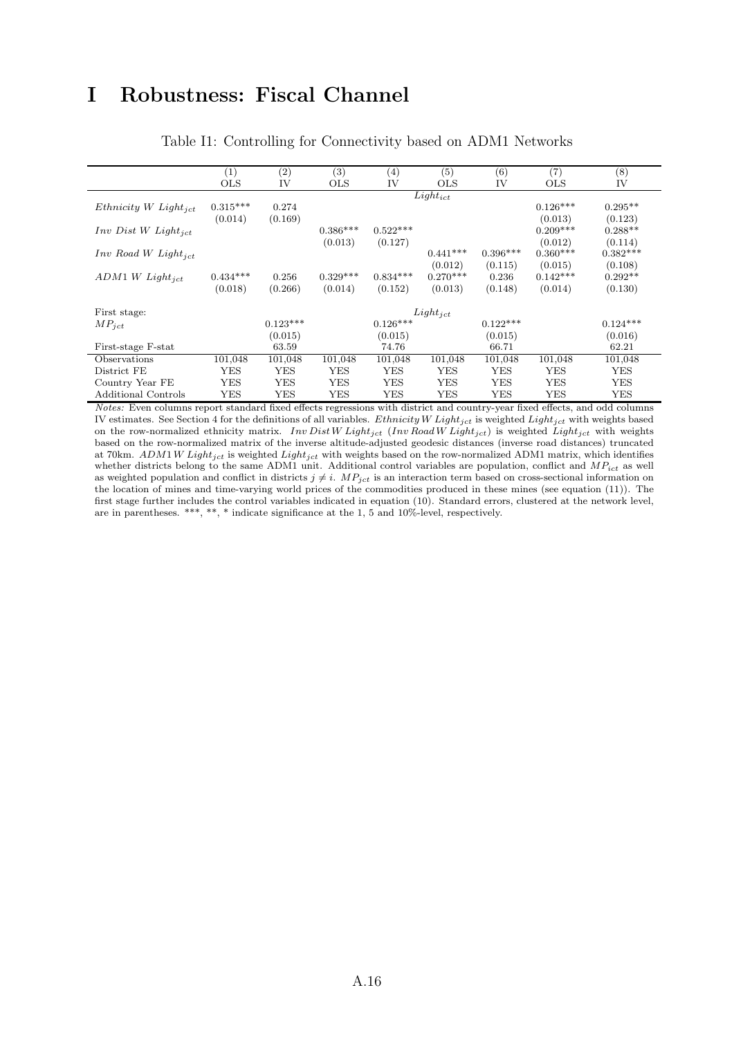# I Robustness: Fiscal Channel

Table I1: Controlling for Connectivity based on ADM1 Networks

| | (1) | (2) | (3) | (4) | (5) | (6) | (7) | (8) |
|---|---|---|---|---|---|---|---|---|
| | OLS | IV | OLS | IV | OLS | IV | OLS | IV |
| | | | | | $Light_{ict}$ | | | |
| $Ethnicity\ W\ Light_{jct}$ | 0.315*** | 0.274 | | | | | 0.126*** | 0.295** |
| | (0.014) | (0.169) | | | | | (0.013) | (0.123) |
| $Inv\ Dist\ W\ Light_{jct}$ | | | 0.386*** | 0.522*** | | | 0.209*** | 0.288** |
| | | | (0.013) | (0.127) | | | (0.012) | (0.114) |
| $Inv\ Road\ W\ Light_{jct}$ | | | | | 0.441*** | 0.396*** | 0.360*** | 0.382*** |
| | | | | | (0.012) | (0.115) | (0.015) | (0.108) |
| $ADM1\ W\ Light_{jct}$ | 0.434*** | 0.256 | 0.329*** | 0.834*** | 0.270*** | 0.236 | 0.142*** | 0.292** |
| | (0.018) | (0.266) | (0.014) | (0.152) | (0.013) | (0.148) | (0.014) | (0.130) |
| First stage: | | | | | $Light_{jct}$ | | | |
| $MP_{jct}$ | | 0.123*** | | 0.126*** | | 0.122*** | | 0.124*** |
| | | (0.015) | | (0.015) | | (0.015) | | (0.016) |
| First-stage F-stat | | 63.59 | | 74.76 | | 66.71 | | 62.21 |
| Observations | 101,048 | 101,048 | 101,048 | 101,048 | 101,048 | 101,048 | 101,048 | 101,048 |
| District FE | YES | YES | YES | YES | YES | YES | YES | YES |
| Country Year FE | YES | YES | YES | YES | YES | YES | YES | YES |
| Additional Controls | YES | YES | YES | YES | YES | YES | YES | YES |

*Notes:* Even columns report standard fixed effects regressions with district and country-year fixed effects, and odd columns IV estimates. See Section 4 for the definitions of all variables. $Ethnicity\,W\,Light_{jct}$ is weighted $Light_{jct}$ with weights based on the row-normalized ethnicity matrix. $Inv\,Dist\,W\,Light_{jct}$ ($Inv\,Road\,W\,Light_{jct}$) is weighted $Light_{jct}$ with weights based on the row-normalized matrix of the inverse altitude-adjusted geodesic distances (inverse road distances) truncated at 70km. $ADM1\,W\,Light_{jct}$ is weighted $Light_{jct}$ with weights based on the row-normalized ADM1 matrix, which identifies whether districts belong to the same ADM1 unit. Additional control variables are population, conflict and $MP_{ict}$ as well as weighted population and conflict in districts $j \neq i$. $MP_{jct}$ is an interaction term based on cross-sectional information on the location of mines and time-varying world prices of the commodities produced in these mines (see equation (11)). The first stage further includes the control variables indicated in equation (10). Standard errors, clustered at the network level, are in parentheses. ***, **, * indicate significance at the 1, 5 and 10%-level, respectively.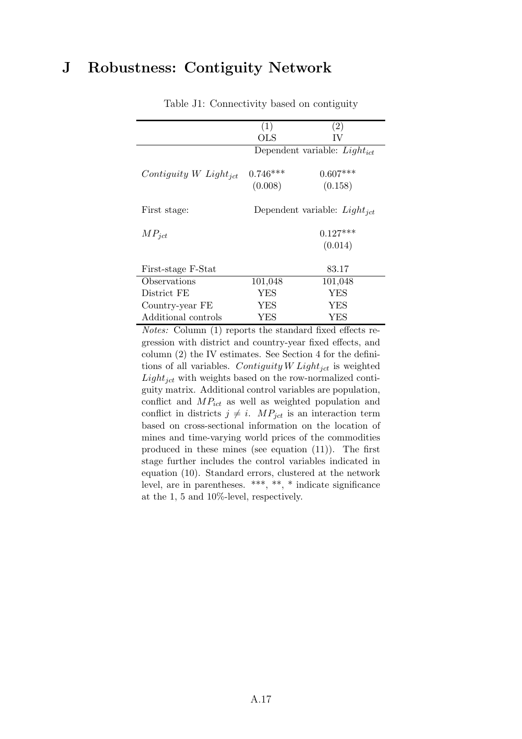# J Robustness: Contiguity Network

Table J1: Connectivity based on contiguity

| | (1) | (2) |
|---|---|---|
| | OLS | IV |
| | Dependent variable: $Light_{ict}$ | |
| $Contiguity\ W\ Light_{jct}$ | 0.746*** | 0.607*** |
| | (0.008) | (0.158) |
| First stage: | Dependent variable: $Light_{jct}$ | |
| $MP_{jct}$ | | 0.127*** |
| | | (0.014) |
| First-stage F-Stat | | 83.17 |
| Observations | 101,048 | 101,048 |
| District FE | YES | YES |
| Country-year FE | YES | YES |
| Additional controls | YES | YES |

*Notes:* Column (1) reports the standard fixed effects regression with district and country-year fixed effects, and column (2) the IV estimates. See Section 4 for the definitions of all variables. $Contiguity\,W\,Light_{jct}$ is weighted $Light_{jct}$ with weights based on the row-normalized contiguity matrix. Additional control variables are population, conflict and $MP_{ict}$ as well as weighted population and conflict in districts $j \neq i$. $MP_{jct}$ is an interaction term based on cross-sectional information on the location of mines and time-varying world prices of the commodities produced in these mines (see equation (11)). The first stage further includes the control variables indicated in equation (10). Standard errors, clustered at the network level, are in parentheses. ***, **, * indicate significance at the 1, 5 and 10%-level, respectively.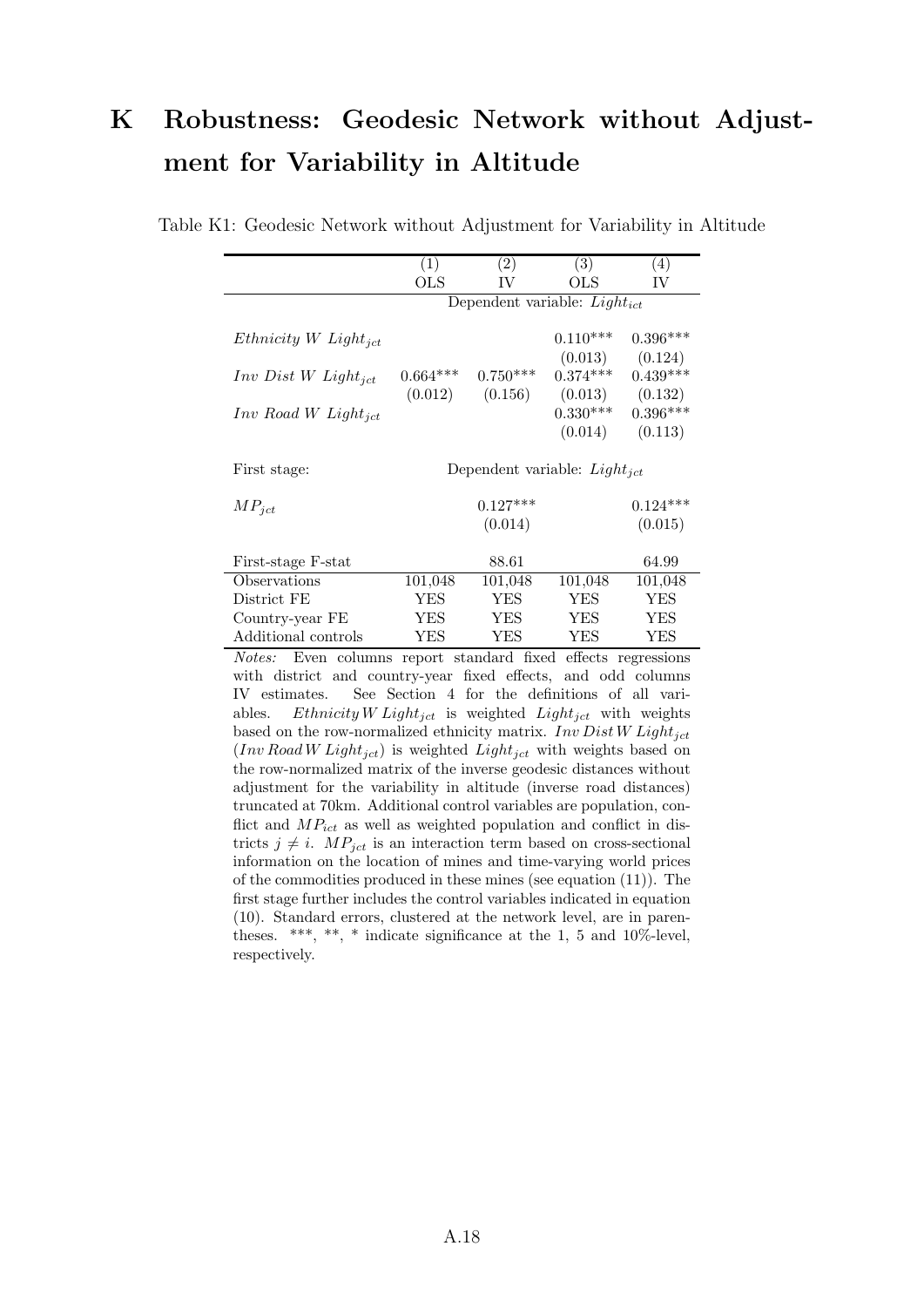# K Robustness: Geodesic Network without Adjustment for Variability in Altitude

Table K1: Geodesic Network without Adjustment for Variability in Altitude

| | (1) | (2) | (3) | (4) |
|---|---|---|---|---|
| | OLS | IV | OLS | IV |
| | Dependent variable: $Light_{ict}$ | | | |
| $Ethnicity\ W\ Light_{jct}$ | | | 0.110*** | 0.396*** |
| | | | (0.013) | (0.124) |
| $Inv\ Dist\ W\ Light_{jct}$ | 0.664*** | 0.750*** | 0.374*** | 0.439*** |
| | (0.012) | (0.156) | (0.013) | (0.132) |
| $Inv\ Road\ W\ Light_{jct}$ | | | 0.330*** | 0.396*** |
| | | | (0.014) | (0.113) |
| First stage: | Dependent variable: $Light_{jct}$ | | | |
| $MP_{jct}$ | | 0.127*** | | 0.124*** |
| | | (0.014) | | (0.015) |
| First-stage F-stat | | 88.61 | | 64.99 |
| Observations | 101,048 | 101,048 | 101,048 | 101,048 |
| District FE | YES | YES | YES | YES |
| Country-year FE | YES | YES | YES | YES |
| Additional controls | YES | YES | YES | YES |

*Notes:* Even columns report standard fixed effects regressions with district and country-year fixed effects, and odd columns IV estimates. See Section 4 for the definitions of all variables. $Ethnicity\,W\,Light_{jct}$ is weighted $Light_{jct}$ with weights based on the row-normalized ethnicity matrix. $Inv\,Dist\,W\,Light_{jct}$ ($Inv\,Road\,W\,Light_{jct}$) is weighted $Light_{jct}$ with weights based on the row-normalized matrix of the inverse geodesic distances without adjustment for the variability in altitude (inverse road distances) truncated at 70km. Additional control variables are population, conflict and $MP_{ict}$ as well as weighted population and conflict in districts $j \neq i$. $MP_{jct}$ is an interaction term based on cross-sectional information on the location of mines and time-varying world prices of the commodities produced in these mines (see equation (11)). The first stage further includes the control variables indicated in equation (10). Standard errors, clustered at the network level, are in parentheses. ***, **, * indicate significance at the 1, 5 and 10%-level, respectively.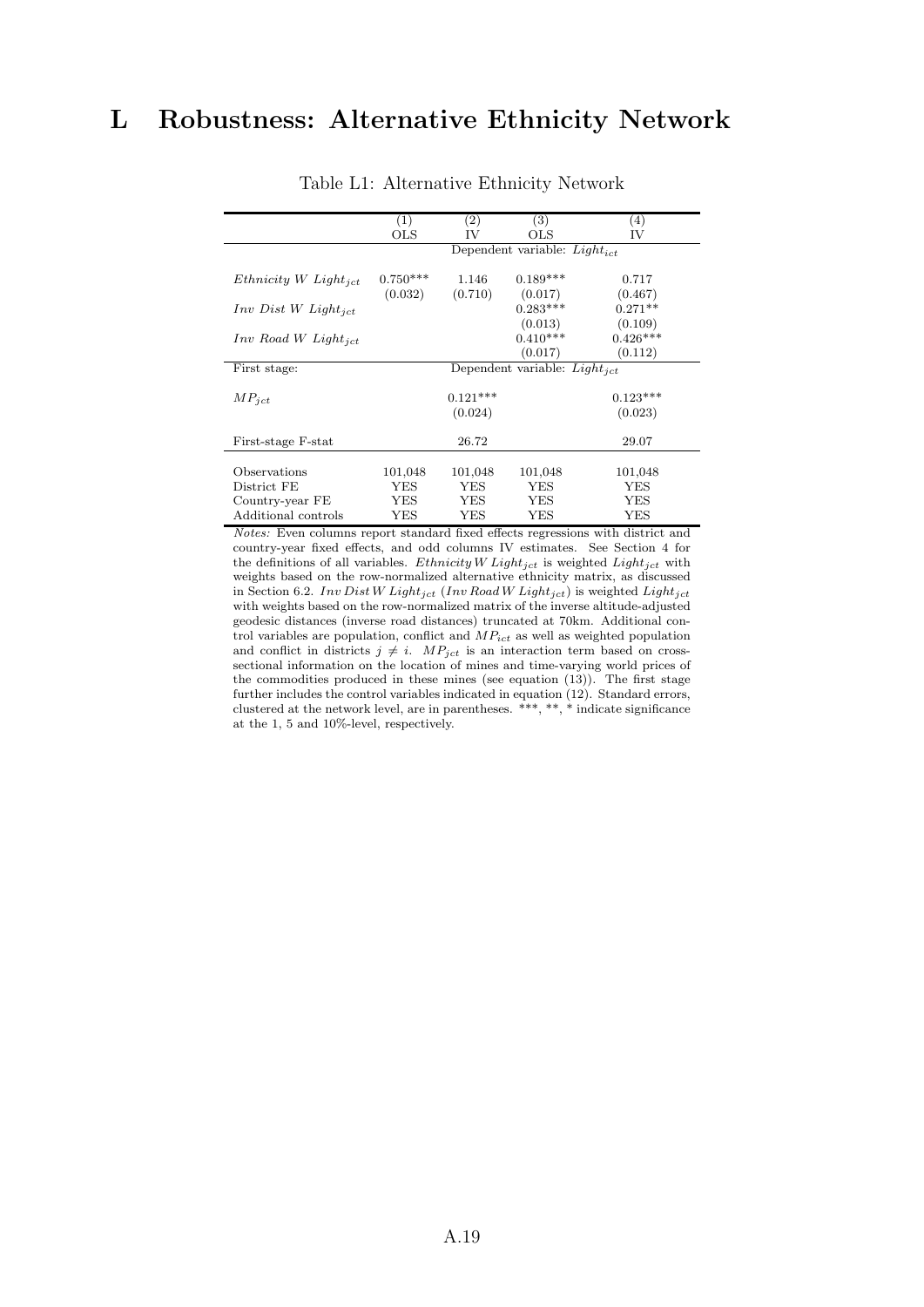# L Robustness: Alternative Ethnicity Network

Table L1: Alternative Ethnicity Network

| | (1) | (2) | (3) | (4) |
|---|---|---|---|---|
| | OLS | IV | OLS | IV |
| | Dependent variable: $Light_{ict}$ | | | |
| $Ethnicity\ W\ Light_{jct}$ | 0.750*** | 1.146 | 0.189*** | 0.717 |
| | (0.032) | (0.710) | (0.017) | (0.467) |
| $Inv\ Dist\ W\ Light_{jct}$ | | | 0.283*** | 0.271** |
| | | | (0.013) | (0.109) |
| $Inv\ Road\ W\ Light_{jct}$ | | | 0.410*** | 0.426*** |
| | | | (0.017) | (0.112) |
| First stage: | Dependent variable: $Light_{ict}$ | | | |
| $MP_{jct}$ | | 0.121*** | | 0.123*** |
| | | (0.024) | | (0.023) |
| First-stage F-stat | | 26.72 | | 29.07 |
| Observations | 101,048 | 101,048 | 101,048 | 101,048 |
| District FE | YES | YES | YES | YES |
| Country-year FE | YES | YES | YES | YES |
| Additional controls | YES | YES | YES | YES |

*Notes:* Even columns report standard fixed effects regressions with district and country-year fixed effects, and odd columns IV estimates. See Section 4 for the definitions of all variables. $Ethnicity\,W\,Light_{jct}$ is weighted $Light_{jct}$ with weights based on the row-normalized alternative ethnicity matrix, as discussed in Section 6.2. $Inv\,Dist\,W\,Light_{jct}$ ($Inv\,Road\,W\,Light_{jct}$) is weighted $Light_{jct}$ with weights based on the row-normalized matrix of the inverse altitude-adjusted geodesic distances (inverse road distances) truncated at 70km. Additional control variables are population, conflict and $MP_{ict}$ as well as weighted population and conflict in districts $j \neq i$. $MP_{jct}$ is an interaction term based on cross-sectional information on the location of mines and time-varying world prices of the commodities produced in these mines (see equation (13)). The first stage further includes the control variables indicated in equation (12). Standard errors, clustered at the network level, are in parentheses. ***, **, * indicate significance at the 1, 5 and 10%-level, respectively.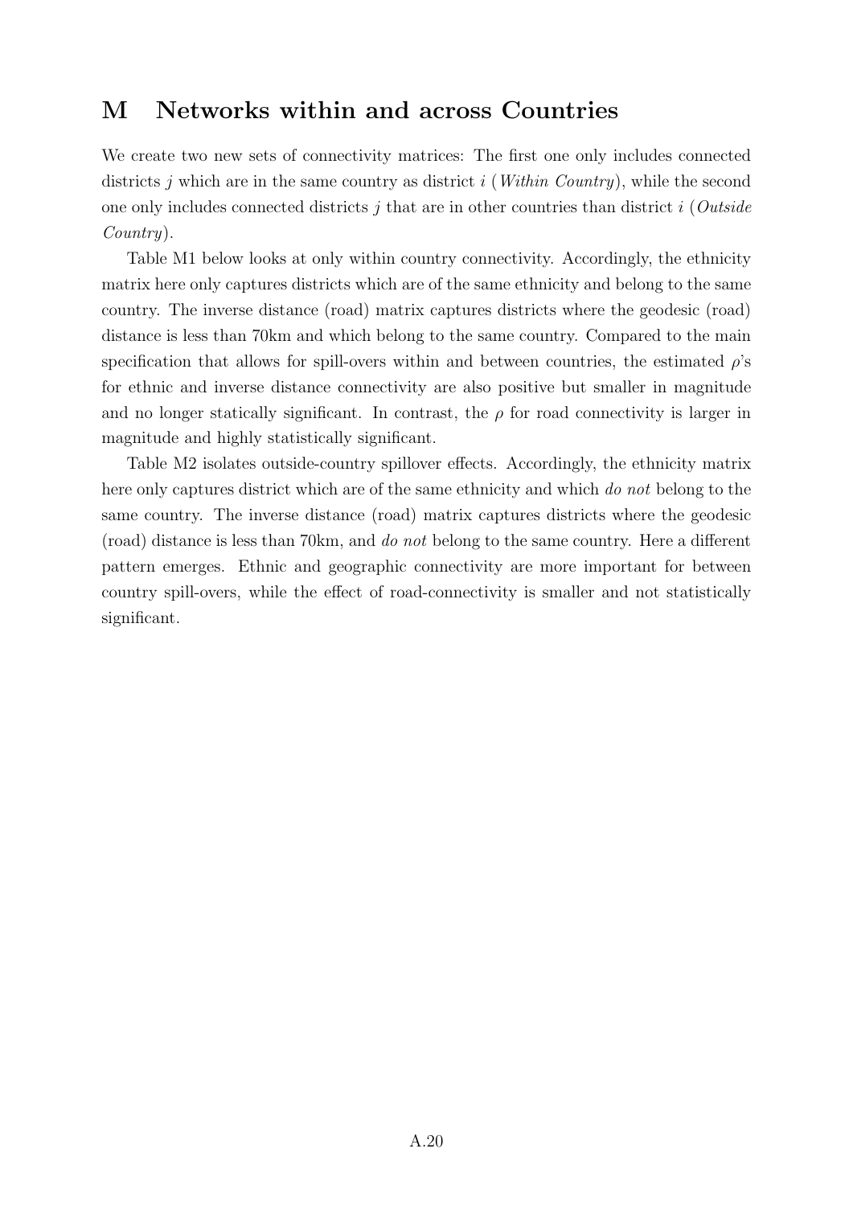# M Networks within and across Countries

We create two new sets of connectivity matrices: The first one only includes connected districts $j$ which are in the same country as district $i$ (*Within Country*), while the second one only includes connected districts $j$ that are in other countries than district $i$ (*Outside Country*).

Table M1 below looks at only within country connectivity. Accordingly, the ethnicity matrix here only captures districts which are of the same ethnicity and belong to the same country. The inverse distance (road) matrix captures districts where the geodesic (road) distance is less than 70km and which belong to the same country. Compared to the main specification that allows for spill-overs within and between countries, the estimated $\rho$'s for ethnic and inverse distance connectivity are also positive but smaller in magnitude and no longer statically significant. In contrast, the $\rho$ for road connectivity is larger in magnitude and highly statistically significant.

Table M2 isolates outside-country spillover effects. Accordingly, the ethnicity matrix here only captures district which are of the same ethnicity and which *do not* belong to the same country. The inverse distance (road) matrix captures districts where the geodesic (road) distance is less than 70km, and *do not* belong to the same country. Here a different pattern emerges. Ethnic and geographic connectivity are more important for between country spill-overs, while the effect of road-connectivity is smaller and not statistically significant.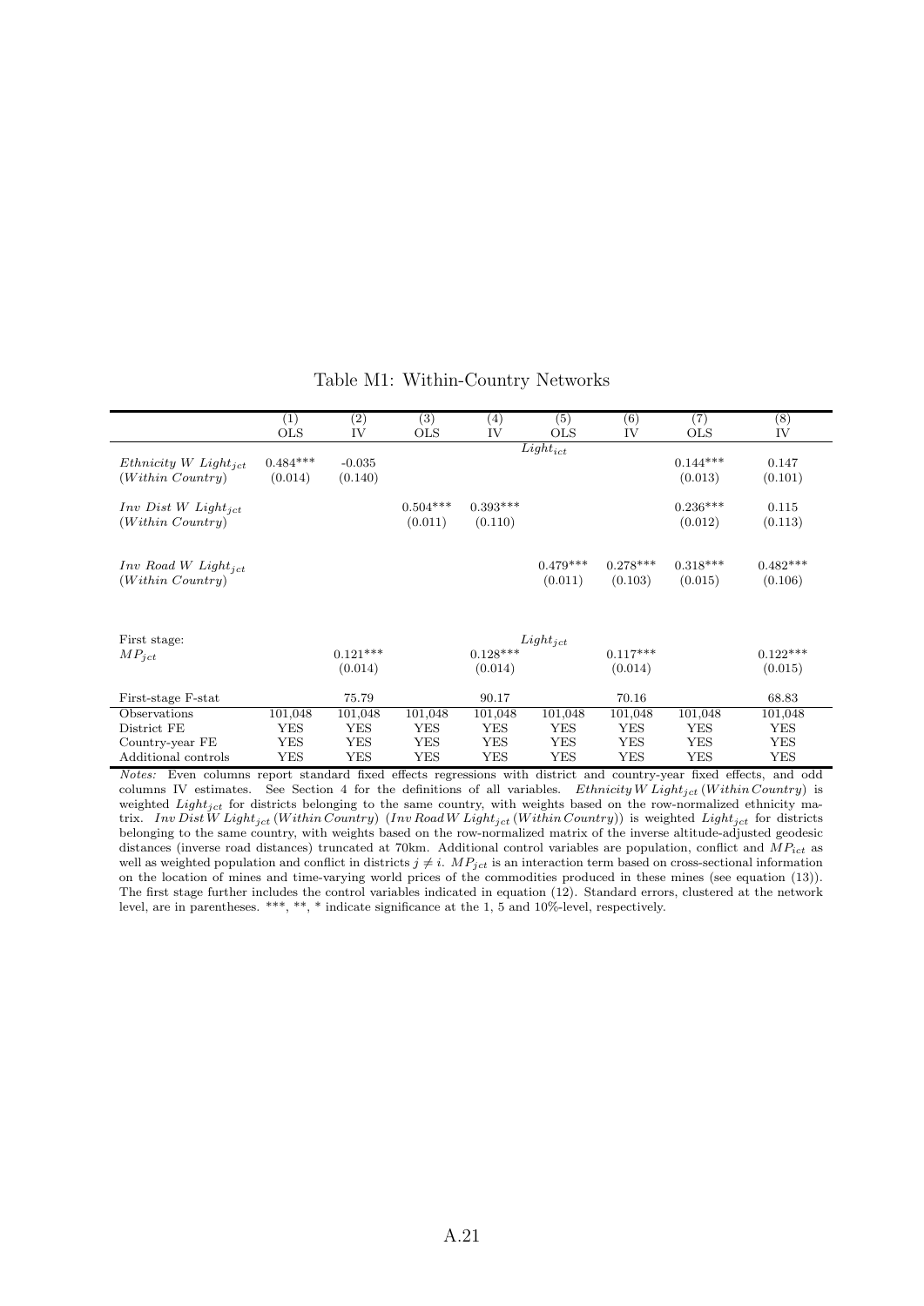Table M1: Within-Country Networks

| | (1) | (2) | (3) | (4) | (5) | (6) | (7) | (8) |
|---|---|---|---|---|---|---|---|---|
| | OLS | IV | OLS | IV | OLS | IV | OLS | IV |
| | | | | | $Light_{ict}$ | | | |
| $Ethnicity\ W\ Light_{jct}$ | 0.484*** | -0.035 | | | | | 0.144*** | 0.147 |
| $(Within\ Country)$ | (0.014) | (0.140) | | | | | (0.013) | (0.101) |
| $Inv\ Dist\ W\ Light_{jct}$ | | | 0.504*** | 0.393*** | | | 0.236*** | 0.115 |
| $(Within\ Country)$ | | | (0.011) | (0.110) | | | (0.012) | (0.113) |
| $Inv\ Road\ W\ Light_{jct}$ | | | | | 0.479*** | 0.278*** | 0.318*** | 0.482*** |
| $(Within\ Country)$ | | | | | (0.011) | (0.103) | (0.015) | (0.106) |
| First stage: | | | | | $Light_{jct}$ | | | |
| $MP_{jct}$ | | 0.121*** | | 0.128*** | | 0.117*** | | 0.122*** |
| | | (0.014) | | (0.014) | | (0.014) | | (0.015) |
| First-stage F-stat | | 75.79 | | 90.17 | | 70.16 | | 68.83 |
| Observations | 101,048 | 101,048 | 101,048 | 101,048 | 101,048 | 101,048 | 101,048 | 101,048 |
| District FE | YES | YES | YES | YES | YES | YES | YES | YES |
| Country-year FE | YES | YES | YES | YES | YES | YES | YES | YES |
| Additional controls | YES | YES | YES | YES | YES | YES | YES | YES |

*Notes:* Even columns report standard fixed effects regressions with district and country-year fixed effects, and odd columns IV estimates. See Section 4 for the definitions of all variables. $Ethnicity\,W\,Light_{jct}\,(Within\,Country)$ is weighted $Light_{jct}$ for districts belonging to the same country, with weights based on the row-normalized ethnicity matrix. $Inv\,Dist\,W\,Light_{jct}\,(Within\,Country)$ ($Inv\,Road\,W\,Light_{jct}\,(Within\,Country)$) is weighted $Light_{jct}$ for districts belonging to the same country, with weights based on the row-normalized matrix of the inverse altitude-adjusted geodesic distances (inverse road distances) truncated at 70km. Additional control variables are population, conflict and $MP_{ict}$ as well as weighted population and conflict in districts $j \neq i$. $MP_{jct}$ is an interaction term based on cross-sectional information on the location of mines and time-varying world prices of the commodities produced in these mines (see equation (13)). The first stage further includes the control variables indicated in equation (12). Standard errors, clustered at the network level, are in parentheses. ***, **, * indicate significance at the 1, 5 and 10%-level, respectively.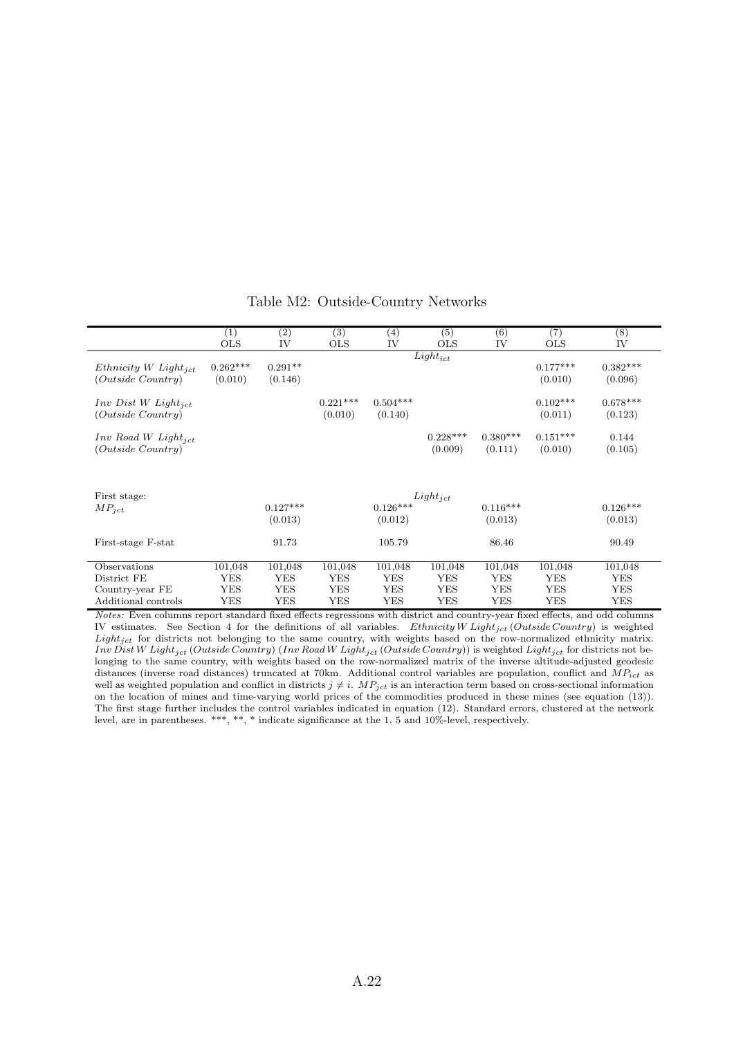Table M2: Outside-Country Networks

| | (1) | (2) | (3) | (4) | (5) | (6) | (7) | (8) |
|---|---|---|---|---|---|---|---|---|
| | OLS | IV | OLS | IV | OLS | IV | OLS | IV |
| | | | | | $Light_{ict}$ | | | |
| $Ethnicity\ W\ Light_{jct}$ $(Outside\ Country)$ | 0.262*** (0.010) | 0.291** (0.146) | | | | | 0.177*** (0.010) | 0.382*** (0.096) |
| $Inv\ Dist\ W\ Light_{jct}$ $(Outside\ Country)$ | | | 0.221*** (0.010) | 0.504*** (0.140) | | | 0.102*** (0.011) | 0.678*** (0.123) |
| $Inv\ Road\ W\ Light_{jct}$ $(Outside\ Country)$ | | | | | 0.228*** (0.009) | 0.380*** (0.111) | 0.151*** (0.010) | 0.144 (0.105) |
| First stage: | | | | | $Light_{jct}$ | | | |
| $MP_{jct}$ | | 0.127*** (0.013) | | 0.126*** (0.012) | | 0.116*** (0.013) | | 0.126*** (0.013) |
| First-stage F-stat | | 91.73 | | 105.79 | | 86.46 | | 90.49 |
| Observations | 101,048 | 101,048 | 101,048 | 101,048 | 101,048 | 101,048 | 101,048 | 101,048 |
| District FE | YES | YES | YES | YES | YES | YES | YES | YES |
| Country-year FE | YES | YES | YES | YES | YES | YES | YES | YES |
| Additional controls | YES | YES | YES | YES | YES | YES | YES | YES |

*Notes:* Even columns report standard fixed effects regressions with district and country-year fixed effects, and odd columns IV estimates. See Section 4 for the definitions of all variables. $Ethnicity\,W\,Light_{jct}\,(Outside\,Country)$ is weighted $Light_{jct}$ for districts not belonging to the same country, with weights based on the row-normalized ethnicity matrix. $Inv\,Dist\,W\,Light_{jct}\,(Outside\,Country)$ $(Inv\,Road\,W\,Light_{jct}\,(Outside\,Country))$ is weighted $Light_{jct}$ for districts not belonging to the same country, with weights based on the row-normalized matrix of the inverse altitude-adjusted geodesic distances (inverse road distances) truncated at 70km. Additional control variables are population, conflict and $MP_{ict}$ as well as weighted population and conflict in districts $j \neq i$. $MP_{jct}$ is an interaction term based on cross-sectional information on the location of mines and time-varying world prices of the commodities produced in these mines (see equation (13)). The first stage further includes the control variables indicated in equation (12). Standard errors, clustered at the network level, are in parentheses. ***, **, * indicate significance at the 1, 5 and 10%-level, respectively.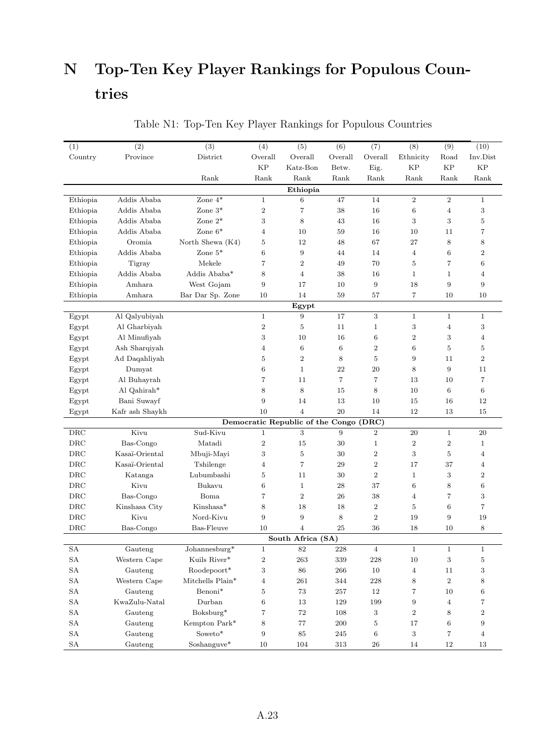# N Top-Ten Key Player Rankings for Populous Countries

Table N1: Top-Ten Key Player Rankings for Populous Countries

| (1) | (2) | (3) | (4) | (5) | (6) | (7) | (8) | (9) | (10) |
|---|---|---|---|---|---|---|---|---|---|
| Country | Province | District | Overall | Overall | Overall | Overall | Ethnicity | Road | Inv.Dist |
| | | | KP | Katz-Bon | Betw. | Eig. | KP | KP | KP |
| | | Rank | Rank | Rank | Rank | Rank | Rank | Rank | Rank |
| | | | | **Ethiopia** | | | | | |
| Ethiopia | Addis Ababa | Zone 4* | 1 | 6 | 47 | 14 | 2 | 2 | 1 |
| Ethiopia | Addis Ababa | Zone 3* | 2 | 7 | 38 | 16 | 6 | 4 | 3 |
| Ethiopia | Addis Ababa | Zone 2* | 3 | 8 | 43 | 16 | 3 | 3 | 5 |
| Ethiopia | Addis Ababa | Zone 6* | 4 | 10 | 59 | 16 | 10 | 11 | 7 |
| Ethiopia | Oromia | North Shewa (K4) | 5 | 12 | 48 | 67 | 27 | 8 | 8 |
| Ethiopia | Addis Ababa | Zone 5* | 6 | 9 | 44 | 14 | 4 | 6 | 2 |
| Ethiopia | Tigray | Mekele | 7 | 2 | 49 | 70 | 5 | 7 | 6 |
| Ethiopia | Addis Ababa | Addis Ababa* | 8 | 4 | 38 | 16 | 1 | 1 | 4 |
| Ethiopia | Amhara | West Gojam | 9 | 17 | 10 | 9 | 18 | 9 | 9 |
| Ethiopia | Amhara | Bar Dar Sp. Zone | 10 | 14 | 59 | 57 | 7 | 10 | 10 |
| | | | | **Egypt** | | | | | |
| Egypt | Al Qalyubiyah | | 1 | 9 | 17 | 3 | 1 | 1 | 1 |
| Egypt | Al Gharbiyah | | 2 | 5 | 11 | 1 | 3 | 4 | 3 |
| Egypt | Al Minufiyah | | 3 | 10 | 16 | 6 | 2 | 3 | 4 |
| Egypt | Ash Sharqiyah | | 4 | 6 | 6 | 2 | 6 | 5 | 5 |
| Egypt | Ad Daqahliyah | | 5 | 2 | 8 | 5 | 9 | 11 | 2 |
| Egypt | Dumyat | | 6 | 1 | 22 | 20 | 8 | 9 | 11 |
| Egypt | Al Buhayrah | | 7 | 11 | 7 | 7 | 13 | 10 | 7 |
| Egypt | Al Qahirah* | | 8 | 8 | 15 | 8 | 10 | 6 | 6 |
| Egypt | Bani Suwayf | | 9 | 14 | 13 | 10 | 15 | 16 | 12 |
| Egypt | Kafr ash Shaykh | | 10 | 4 | 20 | 14 | 12 | 13 | 15 |
| | | | | **Democratic Republic of the Congo (DRC)** | | | | | |
| DRC | Kivu | Sud-Kivu | 1 | 3 | 9 | 2 | 20 | 1 | 20 |
| DRC | Bas-Congo | Matadi | 2 | 15 | 30 | 1 | 2 | 2 | 1 |
| DRC | Kasaï-Oriental | Mbuji-Mayi | 3 | 5 | 30 | 2 | 3 | 5 | 4 |
| DRC | Kasaï-Oriental | Tshilenge | 4 | 7 | 29 | 2 | 17 | 37 | 4 |
| DRC | Katanga | Lubumbashi | 5 | 11 | 30 | 2 | 1 | 3 | 2 |
| DRC | Kivu | Bukavu | 6 | 1 | 28 | 37 | 6 | 8 | 6 |
| DRC | Bas-Congo | Boma | 7 | 2 | 26 | 38 | 4 | 7 | 3 |
| DRC | Kinshasa City | Kinshasa* | 8 | 18 | 18 | 2 | 5 | 6 | 7 |
| DRC | Kivu | Nord-Kivu | 9 | 9 | 8 | 2 | 19 | 9 | 19 |
| DRC | Bas-Congo | Bas-Fleuve | 10 | 4 | 25 | 36 | 18 | 10 | 8 |
| | | | | **South Africa (SA)** | | | | | |
| SA | Gauteng | Johannesburg* | 1 | 82 | 228 | 4 | 1 | 1 | 1 |
| SA | Western Cape | Kuils River* | 2 | 263 | 339 | 228 | 10 | 3 | 5 |
| SA | Gauteng | Roodepoort* | 3 | 86 | 266 | 10 | 4 | 11 | 3 |
| SA | Western Cape | Mitchells Plain* | 4 | 261 | 344 | 228 | 8 | 2 | 8 |
| SA | Gauteng | Benoni* | 5 | 73 | 257 | 12 | 7 | 10 | 6 |
| SA | KwaZulu-Natal | Durban | 6 | 13 | 129 | 199 | 9 | 4 | 7 |
| SA | Gauteng | Boksburg* | 7 | 72 | 108 | 3 | 2 | 8 | 2 |
| SA | Gauteng | Kempton Park* | 8 | 77 | 200 | 5 | 17 | 6 | 9 |
| SA | Gauteng | Soweto* | 9 | 85 | 245 | 6 | 3 | 7 | 4 |
| SA | Gauteng | Soshanguve* | 10 | 104 | 313 | 26 | 14 | 12 | 13 |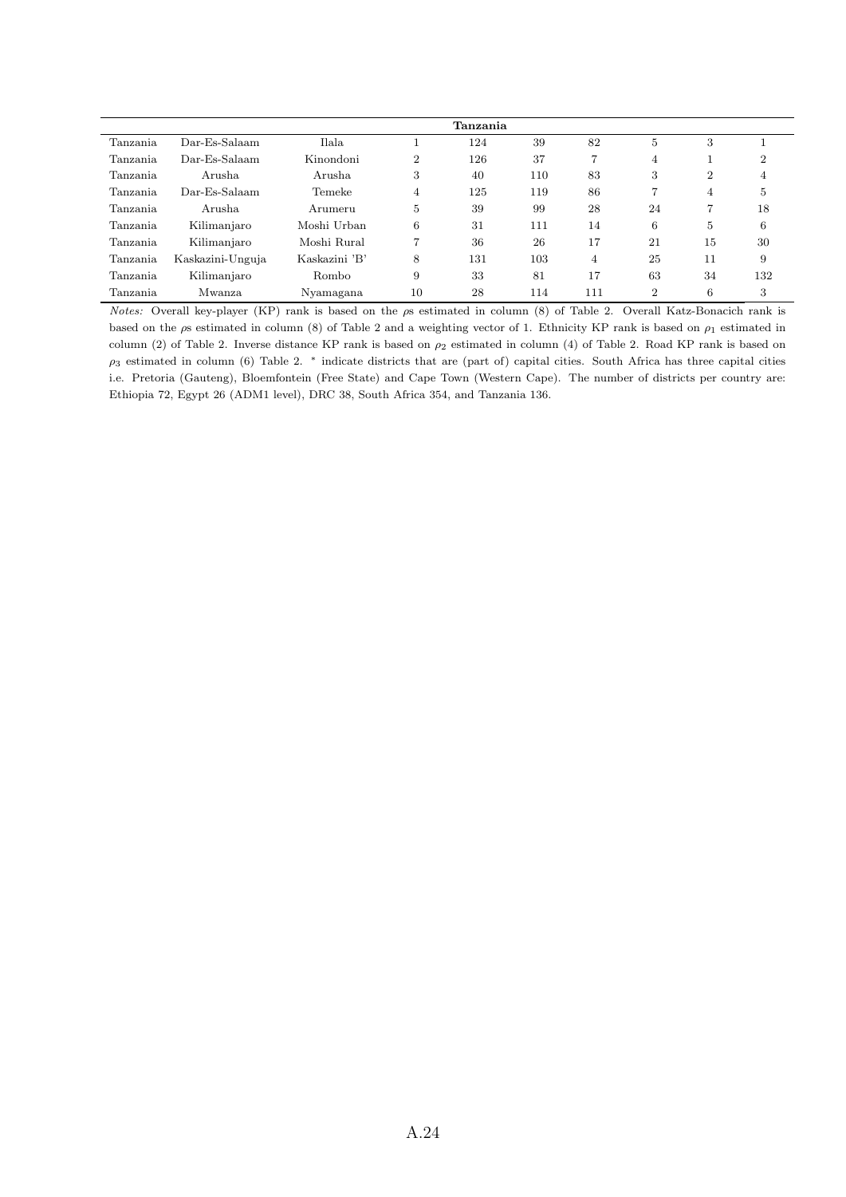| | | | | | | | | | |
|---|---|---|---|---|---|---|---|---|---|
| | | | | **Tanzania** | | | | | |
| Tanzania | Dar-Es-Salaam | Ilala | 1 | 124 | 39 | 82 | 5 | 3 | 1 |
| Tanzania | Dar-Es-Salaam | Kinondoni | 2 | 126 | 37 | 7 | 4 | 1 | 2 |
| Tanzania | Arusha | Arusha | 3 | 40 | 110 | 83 | 3 | 2 | 4 |
| Tanzania | Dar-Es-Salaam | Temeke | 4 | 125 | 119 | 86 | 7 | 4 | 5 |
| Tanzania | Arusha | Arumeru | 5 | 39 | 99 | 28 | 24 | 7 | 18 |
| Tanzania | Kilimanjaro | Moshi Urban | 6 | 31 | 111 | 14 | 6 | 5 | 6 |
| Tanzania | Kilimanjaro | Moshi Rural | 7 | 36 | 26 | 17 | 21 | 15 | 30 |
| Tanzania | Kaskazini-Unguja | Kaskazini 'B' | 8 | 131 | 103 | 4 | 25 | 11 | 9 |
| Tanzania | Kilimanjaro | Rombo | 9 | 33 | 81 | 17 | 63 | 34 | 132 |
| Tanzania | Mwanza | Nyamagana | 10 | 28 | 114 | 111 | 2 | 6 | 3 |

*Notes:* Overall key-player (KP) rank is based on the $\rho$s estimated in column (8) of Table 2. Overall Katz-Bonacich rank is based on the $\rho$s estimated in column (8) of Table 2 and a weighting vector of 1. Ethnicity KP rank is based on $\rho_1$ estimated in column (2) of Table 2. Inverse distance KP rank is based on $\rho_2$ estimated in column (4) of Table 2. Road KP rank is based on $\rho_3$ estimated in column (6) Table 2. * indicate districts that are (part of) capital cities. South Africa has three capital cities i.e. Pretoria (Gauteng), Bloemfontein (Free State) and Cape Town (Western Cape). The number of districts per country are: Ethiopia 72, Egypt 26 (ADM1 level), DRC 38, South Africa 354, and Tanzania 136.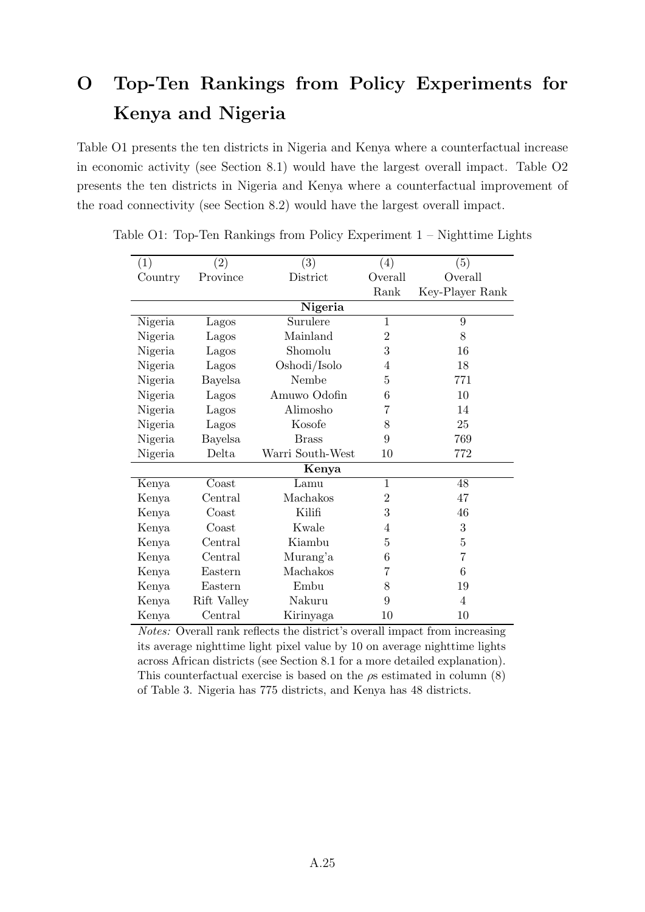# O Top-Ten Rankings from Policy Experiments for Kenya and Nigeria

Table O1 presents the ten districts in Nigeria and Kenya where a counterfactual increase in economic activity (see Section 8.1) would have the largest overall impact. Table O2 presents the ten districts in Nigeria and Kenya where a counterfactual improvement of the road connectivity (see Section 8.2) would have the largest overall impact.

Table O1: Top-Ten Rankings from Policy Experiment 1 – Nighttime Lights

| (1) Country | (2) Province | (3) District | (4) Overall Rank | (5) Overall Key-Player Rank |
|---|---|---|---|---|
| **Nigeria** | | | | |
| Nigeria | Lagos | Surulere | 1 | 9 |
| Nigeria | Lagos | Mainland | 2 | 8 |
| Nigeria | Lagos | Shomolu | 3 | 16 |
| Nigeria | Lagos | Oshodi/Isolo | 4 | 18 |
| Nigeria | Bayelsa | Nembe | 5 | 771 |
| Nigeria | Lagos | Amuwo Odofin | 6 | 10 |
| Nigeria | Lagos | Alimosho | 7 | 14 |
| Nigeria | Lagos | Kosofe | 8 | 25 |
| Nigeria | Bayelsa | Brass | 9 | 769 |
| Nigeria | Delta | Warri South-West | 10 | 772 |
| **Kenya** | | | | |
| Kenya | Coast | Lamu | 1 | 48 |
| Kenya | Central | Machakos | 2 | 47 |
| Kenya | Coast | Kilifi | 3 | 46 |
| Kenya | Coast | Kwale | 4 | 3 |
| Kenya | Central | Kiambu | 5 | 5 |
| Kenya | Central | Murang'a | 6 | 7 |
| Kenya | Eastern | Machakos | 7 | 6 |
| Kenya | Eastern | Embu | 8 | 19 |
| Kenya | Rift Valley | Nakuru | 9 | 4 |
| Kenya | Central | Kirinyaga | 10 | 10 |

*Notes:* Overall rank reflects the district's overall impact from increasing its average nighttime light pixel value by 10 on average nighttime lights across African districts (see Section 8.1 for a more detailed explanation). This counterfactual exercise is based on the $\rho$s estimated in column (8) of Table 3. Nigeria has 775 districts, and Kenya has 48 districts.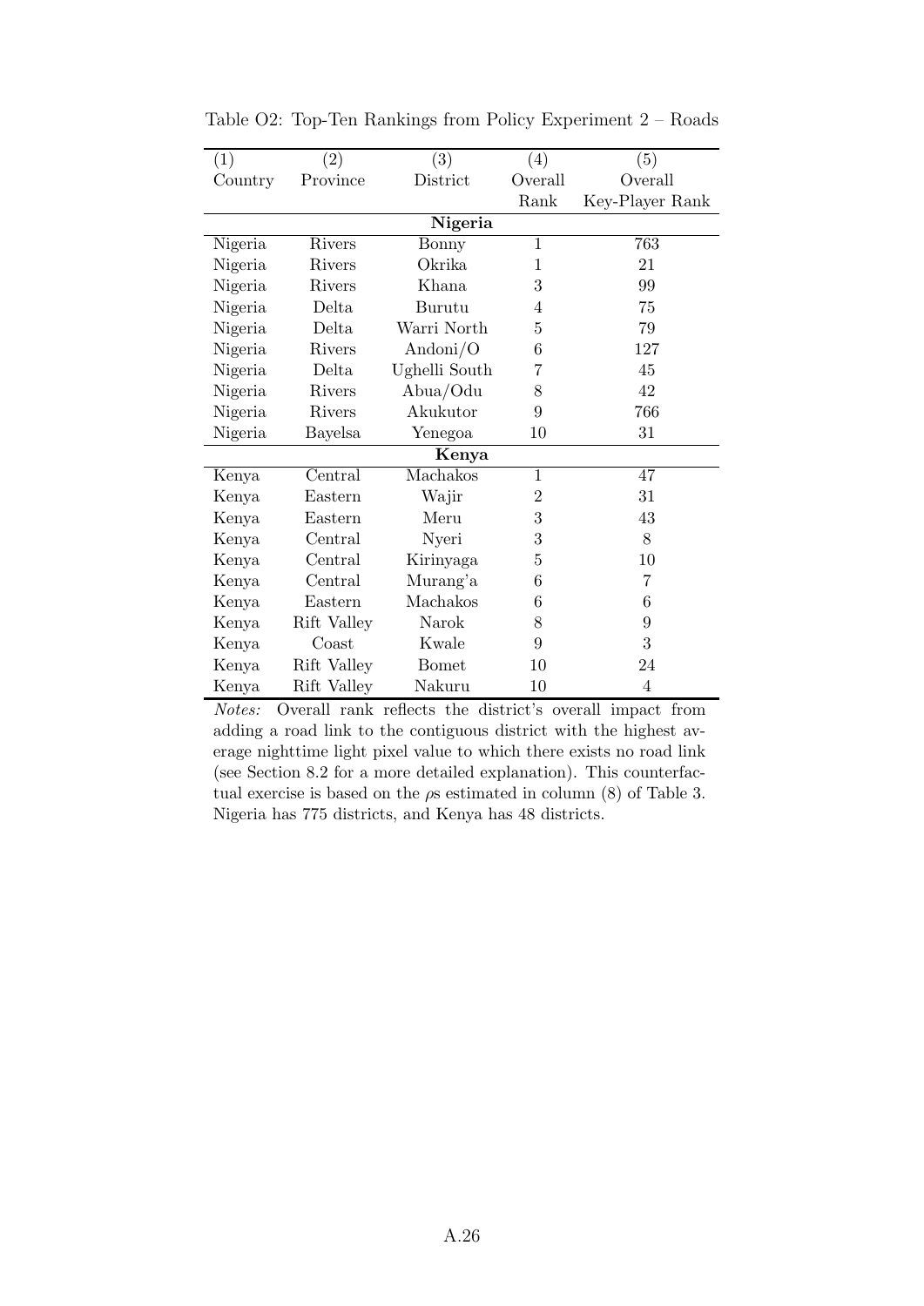Table O2: Top-Ten Rankings from Policy Experiment 2 – Roads

| (1) | (2) | (3) | (4) | (5) |
|---|---|---|---|---|
| Country | Province | District | Overall Rank | Overall Key-Player Rank |
| **Nigeria** | | | | |
| Nigeria | Rivers | Bonny | 1 | 763 |
| Nigeria | Rivers | Okrika | 1 | 21 |
| Nigeria | Rivers | Khana | 3 | 99 |
| Nigeria | Delta | Burutu | 4 | 75 |
| Nigeria | Delta | Warri North | 5 | 79 |
| Nigeria | Rivers | Andoni/O | 6 | 127 |
| Nigeria | Delta | Ughelli South | 7 | 45 |
| Nigeria | Rivers | Abua/Odu | 8 | 42 |
| Nigeria | Rivers | Akukutor | 9 | 766 |
| Nigeria | Bayelsa | Yenegoa | 10 | 31 |
| **Kenya** | | | | |
| Kenya | Central | Machakos | 1 | 47 |
| Kenya | Eastern | Wajir | 2 | 31 |
| Kenya | Eastern | Meru | 3 | 43 |
| Kenya | Central | Nyeri | 3 | 8 |
| Kenya | Central | Kirinyaga | 5 | 10 |
| Kenya | Central | Murang'a | 6 | 7 |
| Kenya | Eastern | Machakos | 6 | 6 |
| Kenya | Rift Valley | Narok | 8 | 9 |
| Kenya | Coast | Kwale | 9 | 3 |
| Kenya | Rift Valley | Bomet | 10 | 24 |
| Kenya | Rift Valley | Nakuru | 10 | 4 |

*Notes:* Overall rank reflects the district's overall impact from adding a road link to the contiguous district with the highest average nighttime light pixel value to which there exists no road link (see Section 8.2 for a more detailed explanation). This counterfactual exercise is based on the $\rho$s estimated in column (8) of Table 3. Nigeria has 775 districts, and Kenya has 48 districts.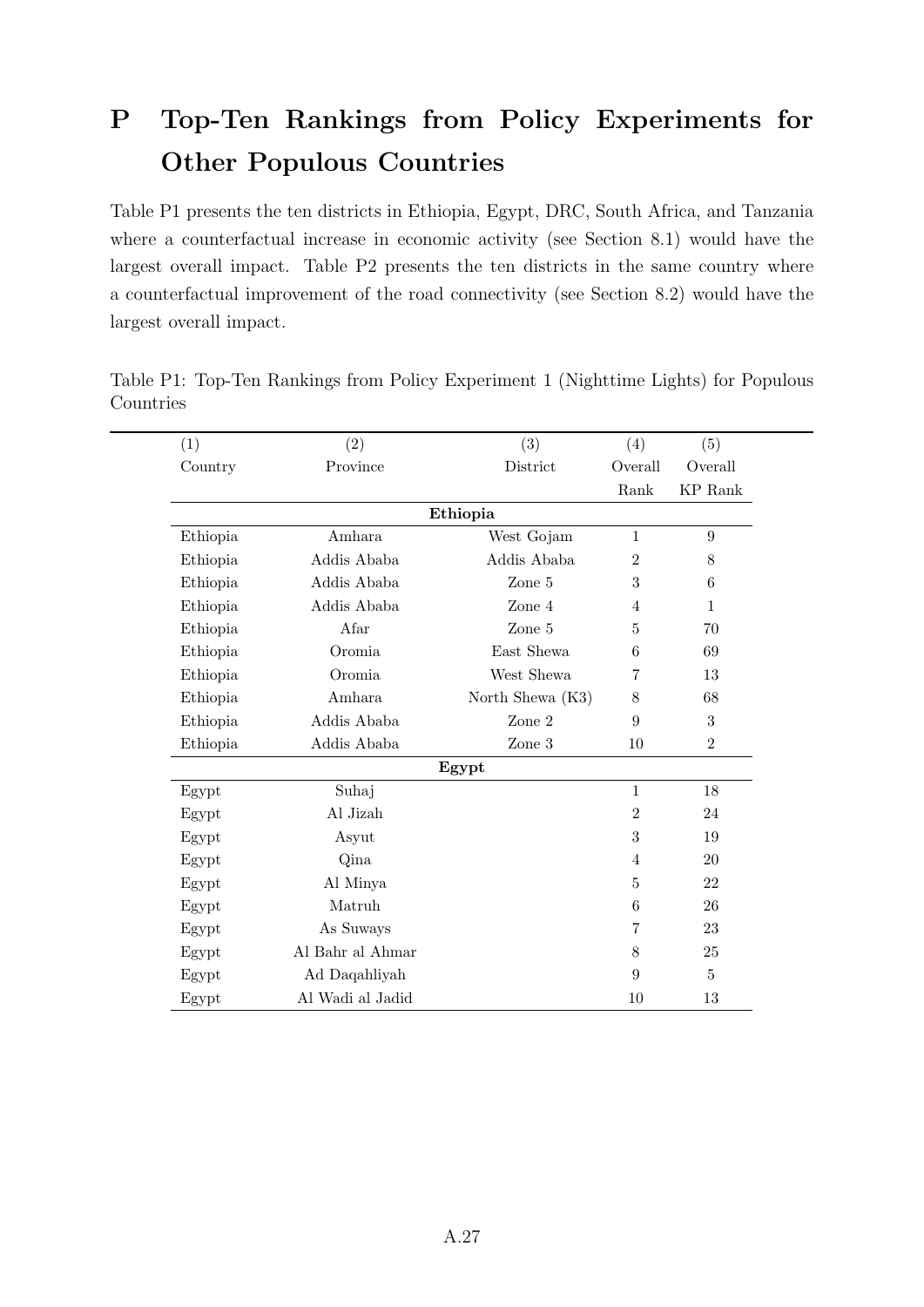# P Top-Ten Rankings from Policy Experiments for Other Populous Countries

Table P1 presents the ten districts in Ethiopia, Egypt, DRC, South Africa, and Tanzania where a counterfactual increase in economic activity (see Section 8.1) would have the largest overall impact. Table P2 presents the ten districts in the same country where a counterfactual improvement of the road connectivity (see Section 8.2) would have the largest overall impact.

Table P1: Top-Ten Rankings from Policy Experiment 1 (Nighttime Lights) for Populous Countries

| (1) | (2) | (3) | (4) | (5) |
|---|---|---|---|---|
| Country | Province | District | Overall Rank | Overall KP Rank |
| | | **Ethiopia** | | |
| Ethiopia | Amhara | West Gojam | 1 | 9 |
| Ethiopia | Addis Ababa | Addis Ababa | 2 | 8 |
| Ethiopia | Addis Ababa | Zone 5 | 3 | 6 |
| Ethiopia | Addis Ababa | Zone 4 | 4 | 1 |
| Ethiopia | Afar | Zone 5 | 5 | 70 |
| Ethiopia | Oromia | East Shewa | 6 | 69 |
| Ethiopia | Oromia | West Shewa | 7 | 13 |
| Ethiopia | Amhara | North Shewa (K3) | 8 | 68 |
| Ethiopia | Addis Ababa | Zone 2 | 9 | 3 |
| Ethiopia | Addis Ababa | Zone 3 | 10 | 2 |
| | | **Egypt** | | |
| Egypt | Suhaj | | 1 | 18 |
| Egypt | Al Jizah | | 2 | 24 |
| Egypt | Asyut | | 3 | 19 |
| Egypt | Qina | | 4 | 20 |
| Egypt | Al Minya | | 5 | 22 |
| Egypt | Matruh | | 6 | 26 |
| Egypt | As Suways | | 7 | 23 |
| Egypt | Al Bahr al Ahmar | | 8 | 25 |
| Egypt | Ad Daqahliyah | | 9 | 5 |
| Egypt | Al Wadi al Jadid | | 10 | 13 |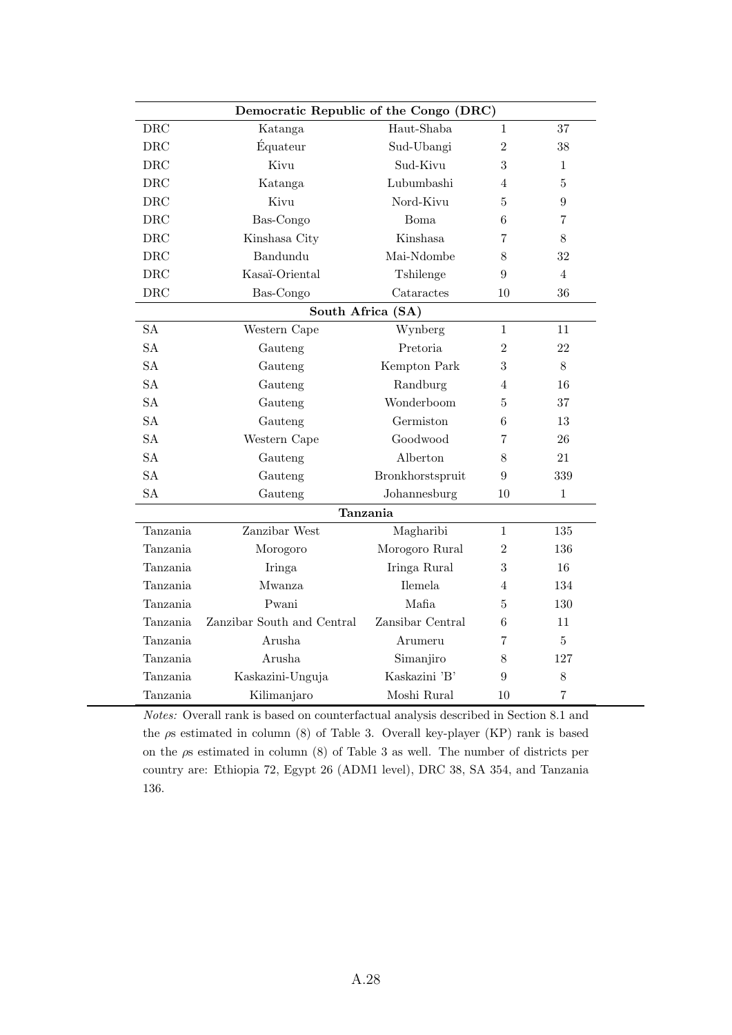| | | | | |
|---|---|---|---|---|
| **Democratic Republic of the Congo (DRC)** | | | | |
| DRC | Katanga | Haut-Shaba | 1 | 37 |
| DRC | Équateur | Sud-Ubangi | 2 | 38 |
| DRC | Kivu | Sud-Kivu | 3 | 1 |
| DRC | Katanga | Lubumbashi | 4 | 5 |
| DRC | Kivu | Nord-Kivu | 5 | 9 |
| DRC | Bas-Congo | Boma | 6 | 7 |
| DRC | Kinshasa City | Kinshasa | 7 | 8 |
| DRC | Bandundu | Mai-Ndombe | 8 | 32 |
| DRC | Kasaï-Oriental | Tshilenge | 9 | 4 |
| DRC | Bas-Congo | Cataractes | 10 | 36 |
| **South Africa (SA)** | | | | |
| SA | Western Cape | Wynberg | 1 | 11 |
| SA | Gauteng | Pretoria | 2 | 22 |
| SA | Gauteng | Kempton Park | 3 | 8 |
| SA | Gauteng | Randburg | 4 | 16 |
| SA | Gauteng | Wonderboom | 5 | 37 |
| SA | Gauteng | Germiston | 6 | 13 |
| SA | Western Cape | Goodwood | 7 | 26 |
| SA | Gauteng | Alberton | 8 | 21 |
| SA | Gauteng | Bronkhorstspruit | 9 | 339 |
| SA | Gauteng | Johannesburg | 10 | 1 |
| **Tanzania** | | | | |
| Tanzania | Zanzibar West | Magharibi | 1 | 135 |
| Tanzania | Morogoro | Morogoro Rural | 2 | 136 |
| Tanzania | Iringa | Iringa Rural | 3 | 16 |
| Tanzania | Mwanza | Ilemela | 4 | 134 |
| Tanzania | Pwani | Mafia | 5 | 130 |
| Tanzania | Zanzibar South and Central | Zansibar Central | 6 | 11 |
| Tanzania | Arusha | Arumeru | 7 | 5 |
| Tanzania | Arusha | Simanjiro | 8 | 127 |
| Tanzania | Kaskazini-Unguja | Kaskazini 'B' | 9 | 8 |
| Tanzania | Kilimanjaro | Moshi Rural | 10 | 7 |

*Notes:* Overall rank is based on counterfactual analysis described in Section 8.1 and the $\rho$s estimated in column (8) of Table 3. Overall key-player (KP) rank is based on the $\rho$s estimated in column (8) of Table 3 as well. The number of districts per country are: Ethiopia 72, Egypt 26 (ADM1 level), DRC 38, SA 354, and Tanzania 136.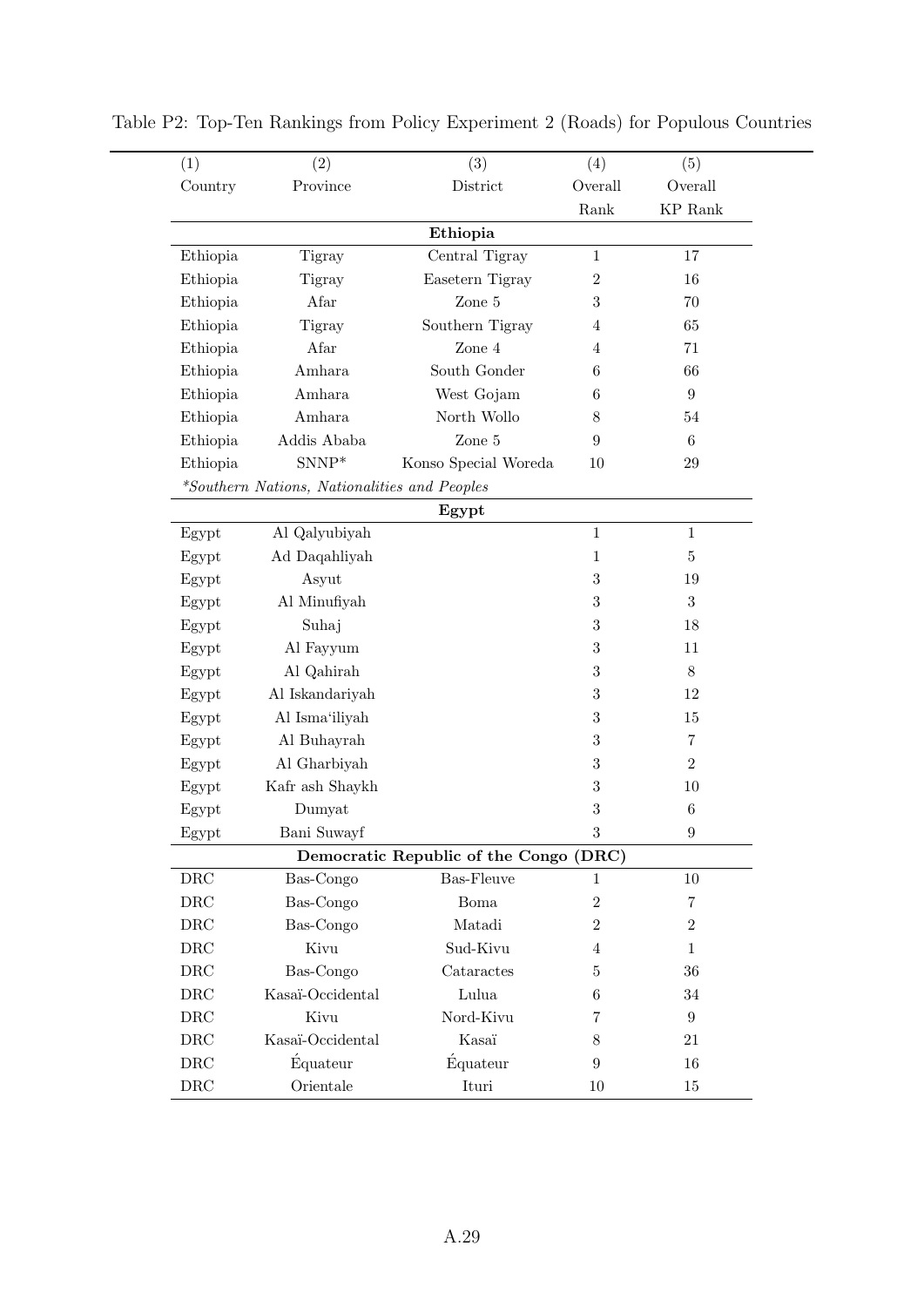Table P2: Top-Ten Rankings from Policy Experiment 2 (Roads) for Populous Countries

| (1) | (2) | (3) | (4) | (5) |
|---|---|---|---|---|
| Country | Province | District | Overall Rank | Overall KP Rank |
| | | **Ethiopia** | | |
| Ethiopia | Tigray | Central Tigray | 1 | 17 |
| Ethiopia | Tigray | Easetern Tigray | 2 | 16 |
| Ethiopia | Afar | Zone 5 | 3 | 70 |
| Ethiopia | Tigray | Southern Tigray | 4 | 65 |
| Ethiopia | Afar | Zone 4 | 4 | 71 |
| Ethiopia | Amhara | South Gonder | 6 | 66 |
| Ethiopia | Amhara | West Gojam | 6 | 9 |
| Ethiopia | Amhara | North Wollo | 8 | 54 |
| Ethiopia | Addis Ababa | Zone 5 | 9 | 6 |
| Ethiopia | SNNP* | Konso Special Woreda | 10 | 29 |
| *\*Southern Nations, Nationalities and Peoples* | | | | |
| | | **Egypt** | | |
| Egypt | Al Qalyubiyah | | 1 | 1 |
| Egypt | Ad Daqahliyah | | 1 | 5 |
| Egypt | Asyut | | 3 | 19 |
| Egypt | Al Minufiyah | | 3 | 3 |
| Egypt | Suhaj | | 3 | 18 |
| Egypt | Al Fayyum | | 3 | 11 |
| Egypt | Al Qahirah | | 3 | 8 |
| Egypt | Al Iskandariyah | | 3 | 12 |
| Egypt | Al Isma'iliyah | | 3 | 15 |
| Egypt | Al Buhayrah | | 3 | 7 |
| Egypt | Al Gharbiyah | | 3 | 2 |
| Egypt | Kafr ash Shaykh | | 3 | 10 |
| Egypt | Dumyat | | 3 | 6 |
| Egypt | Bani Suwayf | | 3 | 9 |
| | | **Democratic Republic of the Congo (DRC)** | | |
| DRC | Bas-Congo | Bas-Fleuve | 1 | 10 |
| DRC | Bas-Congo | Boma | 2 | 7 |
| DRC | Bas-Congo | Matadi | 2 | 2 |
| DRC | Kivu | Sud-Kivu | 4 | 1 |
| DRC | Bas-Congo | Cataractes | 5 | 36 |
| DRC | Kasaï-Occidental | Lulua | 6 | 34 |
| DRC | Kivu | Nord-Kivu | 7 | 9 |
| DRC | Kasaï-Occidental | Kasaï | 8 | 21 |
| DRC | Équateur | Équateur | 9 | 16 |
| DRC | Orientale | Ituri | 10 | 15 |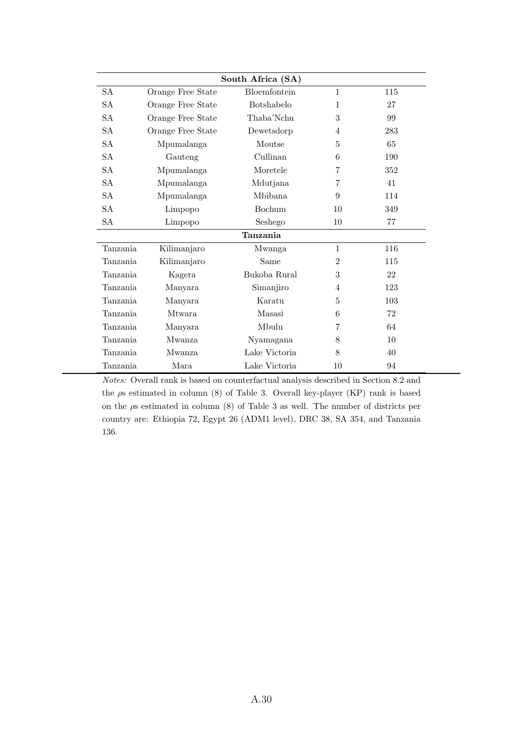| | | | | |
|---|---|---|---|---|
| **South Africa (SA)** | | | | |
| SA | Orange Free State | Bloemfontein | 1 | 115 |
| SA | Orange Free State | Botshabelo | 1 | 27 |
| SA | Orange Free State | Thaba'Nchu | 3 | 99 |
| SA | Orange Free State | Dewetsdorp | 4 | 283 |
| SA | Mpumalanga | Moutse | 5 | 65 |
| SA | Gauteng | Cullinan | 6 | 190 |
| SA | Mpumalanga | Moretele | 7 | 352 |
| SA | Mpumalanga | Mdutjana | 7 | 41 |
| SA | Mpumalanga | Mbibana | 9 | 114 |
| SA | Limpopo | Bochum | 10 | 349 |
| SA | Limpopo | Seshego | 10 | 77 |
| **Tanzania** | | | | |
| Tanzania | Kilimanjaro | Mwanga | 1 | 116 |
| Tanzania | Kilimanjaro | Same | 2 | 115 |
| Tanzania | Kagera | Bukoba Rural | 3 | 22 |
| Tanzania | Manyara | Simanjiro | 4 | 123 |
| Tanzania | Manyara | Karatu | 5 | 103 |
| Tanzania | Mtwara | Masasi | 6 | 72 |
| Tanzania | Manyara | Mbulu | 7 | 64 |
| Tanzania | Mwanza | Nyamagana | 8 | 10 |
| Tanzania | Mwanza | Lake Victoria | 8 | 40 |
| Tanzania | Mara | Lake Victoria | 10 | 94 |

*Notes:* Overall rank is based on counterfactual analysis described in Section 8.2 and the $\rho$s estimated in column (8) of Table 3. Overall key-player (KP) rank is based on the $\rho$s estimated in column (8) of Table 3 as well. The number of districts per country are: Ethiopia 72, Egypt 26 (ADM1 level), DRC 38, SA 354, and Tanzania 136.